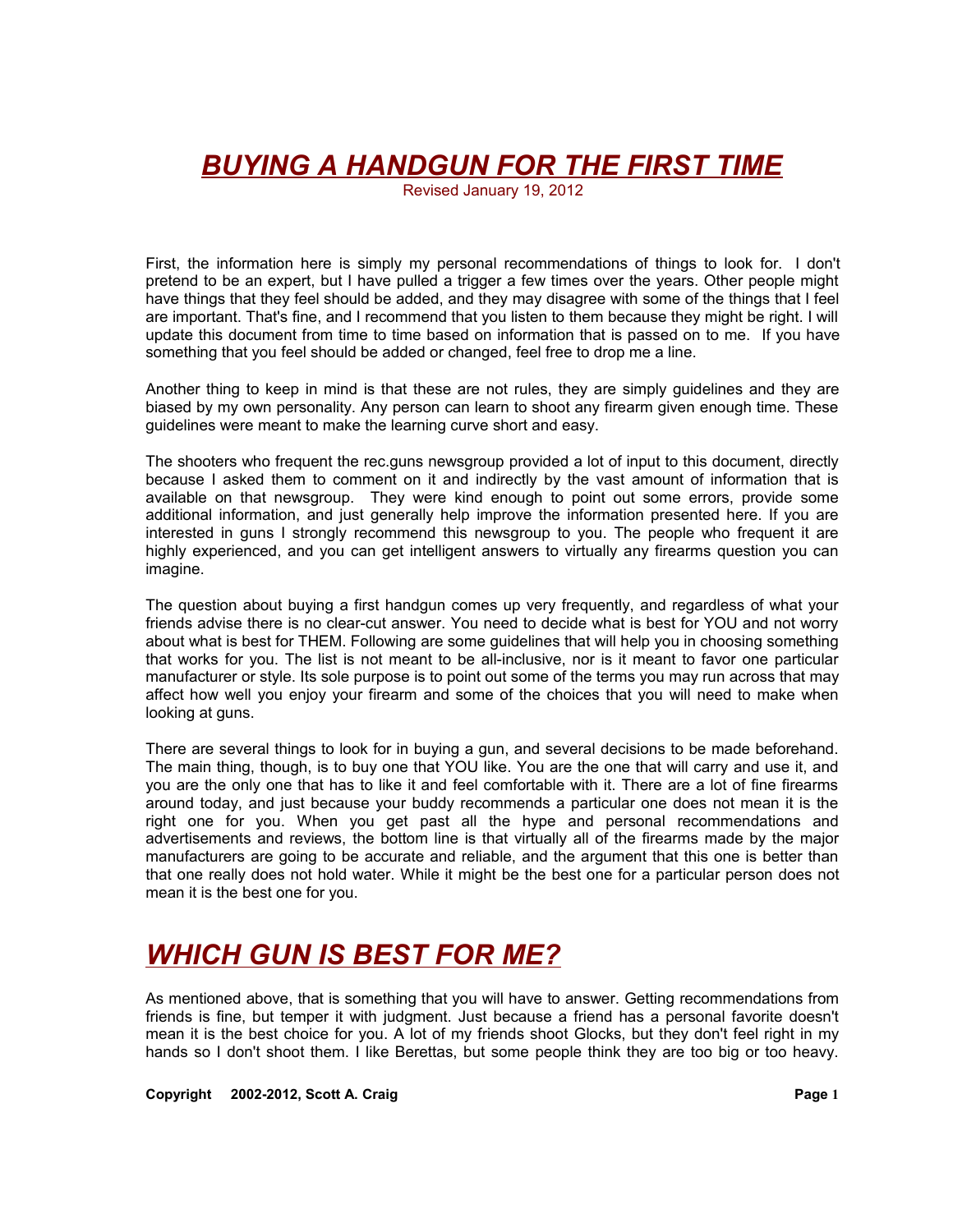# *BUYING A HANDGUN FOR THE FIRST TIME*

Revised January 19, 2012

First, the information here is simply my personal recommendations of things to look for. I don't pretend to be an expert, but I have pulled a trigger a few times over the years. Other people might have things that they feel should be added, and they may disagree with some of the things that I feel are important. That's fine, and I recommend that you listen to them because they might be right. I will update this document from time to time based on information that is passed on to me. If you have something that you feel should be added or changed, feel free to drop me a line.

Another thing to keep in mind is that these are not rules, they are simply guidelines and they are biased by my own personality. Any person can learn to shoot any firearm given enough time. These guidelines were meant to make the learning curve short and easy.

The shooters who frequent the rec.guns newsgroup provided a lot of input to this document, directly because I asked them to comment on it and indirectly by the vast amount of information that is available on that newsgroup. They were kind enough to point out some errors, provide some additional information, and just generally help improve the information presented here. If you are interested in guns I strongly recommend this newsgroup to you. The people who frequent it are highly experienced, and you can get intelligent answers to virtually any firearms question you can imagine.

The question about buying a first handgun comes up very frequently, and regardless of what your friends advise there is no clear-cut answer. You need to decide what is best for YOU and not worry about what is best for THEM. Following are some guidelines that will help you in choosing something that works for you. The list is not meant to be all-inclusive, nor is it meant to favor one particular manufacturer or style. Its sole purpose is to point out some of the terms you may run across that may affect how well you enjoy your firearm and some of the choices that you will need to make when looking at guns.

There are several things to look for in buying a gun, and several decisions to be made beforehand. The main thing, though, is to buy one that YOU like. You are the one that will carry and use it, and you are the only one that has to like it and feel comfortable with it. There are a lot of fine firearms around today, and just because your buddy recommends a particular one does not mean it is the right one for you. When you get past all the hype and personal recommendations and advertisements and reviews, the bottom line is that virtually all of the firearms made by the major manufacturers are going to be accurate and reliable, and the argument that this one is better than that one really does not hold water. While it might be the best one for a particular person does not mean it is the best one for you.

## *WHICH GUN IS BEST FOR ME?*

As mentioned above, that is something that you will have to answer. Getting recommendations from friends is fine, but temper it with judgment. Just because a friend has a personal favorite doesn't mean it is the best choice for you. A lot of my friends shoot Glocks, but they don't feel right in my hands so I don't shoot them. I like Berettas, but some people think they are too big or too heavy.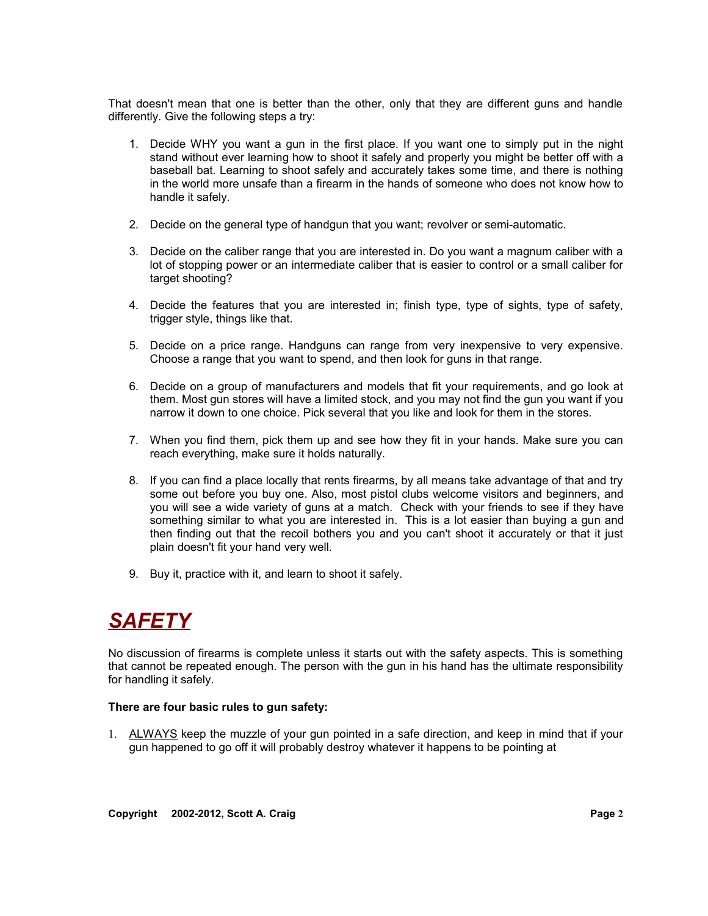That doesn't mean that one is better than the other, only that they are different guns and handle differently. Give the following steps a try:

1. Decide WHY you want a gun in the first place. If you want one to simply put in the night stand without ever learning how to shoot it safely and properly you might be better off with a baseball bat. Learning to shoot safely and accurately takes some time, and there is nothing in the world more unsafe than a firearm in the hands of someone who does not know how to handle it safely.

2. Decide on the general type of handgun that you want; revolver or semi-automatic.

3. Decide on the caliber range that you are interested in. Do you want a magnum caliber with a lot of stopping power or an intermediate caliber that is easier to control or a small caliber for target shooting?

4. Decide the features that you are interested in; finish type, type of sights, type of safety, trigger style, things like that.

5. Decide on a price range. Handguns can range from very inexpensive to very expensive. Choose a range that you want to spend, and then look for guns in that range.

6. Decide on a group of manufacturers and models that fit your requirements, and go look at them. Most gun stores will have a limited stock, and you may not find the gun you want if you narrow it down to one choice. Pick several that you like and look for them in the stores.

7. When you find them, pick them up and see how they fit in your hands. Make sure you can reach everything, make sure it holds naturally.

8. If you can find a place locally that rents firearms, by all means take advantage of that and try some out before you buy one. Also, most pistol clubs welcome visitors and beginners, and you will see a wide variety of guns at a match. Check with your friends to see if they have something similar to what you are interested in. This is a lot easier than buying a gun and then finding out that the recoil bothers you and you can't shoot it accurately or that it just plain doesn't fit your hand very well.

9. Buy it, practice with it, and learn to shoot it safely.

# ***SAFETY***

No discussion of firearms is complete unless it starts out with the safety aspects. This is something that cannot be repeated enough. The person with the gun in his hand has the ultimate responsibility for handling it safely.

**There are four basic rules to gun safety:**

1. ALWAYS keep the muzzle of your gun pointed in a safe direction, and keep in mind that if your gun happened to go off it will probably destroy whatever it happens to be pointing at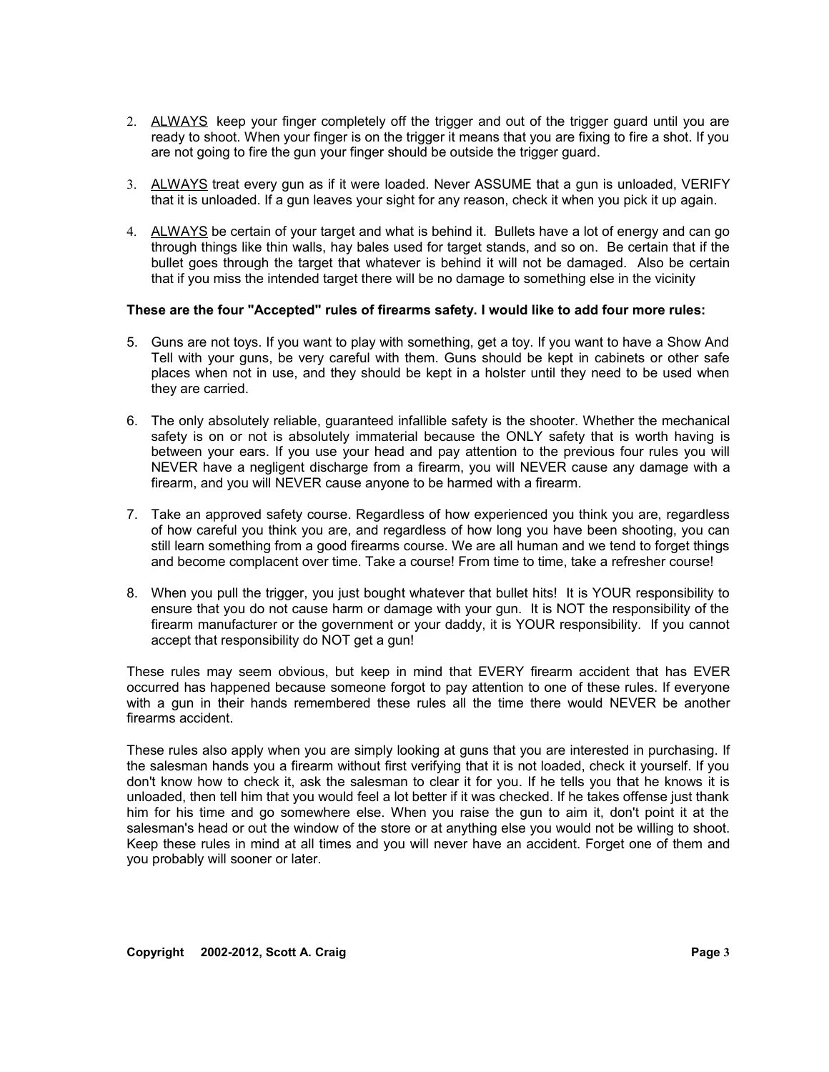2. <u>ALWAYS</u> keep your finger completely off the trigger and out of the trigger guard until you are ready to shoot. When your finger is on the trigger it means that you are fixing to fire a shot. If you are not going to fire the gun your finger should be outside the trigger guard.

3. <u>ALWAYS</u> treat every gun as if it were loaded. Never ASSUME that a gun is unloaded, VERIFY that it is unloaded. If a gun leaves your sight for any reason, check it when you pick it up again.

4. <u>ALWAYS</u> be certain of your target and what is behind it. Bullets have a lot of energy and can go through things like thin walls, hay bales used for target stands, and so on. Be certain that if the bullet goes through the target that whatever is behind it will not be damaged. Also be certain that if you miss the intended target there will be no damage to something else in the vicinity

**These are the four "Accepted" rules of firearms safety. I would like to add four more rules:**

5. Guns are not toys. If you want to play with something, get a toy. If you want to have a Show And Tell with your guns, be very careful with them. Guns should be kept in cabinets or other safe places when not in use, and they should be kept in a holster until they need to be used when they are carried.

6. The only absolutely reliable, guaranteed infallible safety is the shooter. Whether the mechanical safety is on or not is absolutely immaterial because the ONLY safety that is worth having is between your ears. If you use your head and pay attention to the previous four rules you will NEVER have a negligent discharge from a firearm, you will NEVER cause any damage with a firearm, and you will NEVER cause anyone to be harmed with a firearm.

7. Take an approved safety course. Regardless of how experienced you think you are, regardless of how careful you think you are, and regardless of how long you have been shooting, you can still learn something from a good firearms course. We are all human and we tend to forget things and become complacent over time. Take a course! From time to time, take a refresher course!

8. When you pull the trigger, you just bought whatever that bullet hits! It is YOUR responsibility to ensure that you do not cause harm or damage with your gun. It is NOT the responsibility of the firearm manufacturer or the government or your daddy, it is YOUR responsibility. If you cannot accept that responsibility do NOT get a gun!

These rules may seem obvious, but keep in mind that EVERY firearm accident that has EVER occurred has happened because someone forgot to pay attention to one of these rules. If everyone with a gun in their hands remembered these rules all the time there would NEVER be another firearms accident.

These rules also apply when you are simply looking at guns that you are interested in purchasing. If the salesman hands you a firearm without first verifying that it is not loaded, check it yourself. If you don't know how to check it, ask the salesman to clear it for you. If he tells you that he knows it is unloaded, then tell him that you would feel a lot better if it was checked. If he takes offense just thank him for his time and go somewhere else. When you raise the gun to aim it, don't point it at the salesman's head or out the window of the store or at anything else you would not be willing to shoot. Keep these rules in mind at all times and you will never have an accident. Forget one of them and you probably will sooner or later.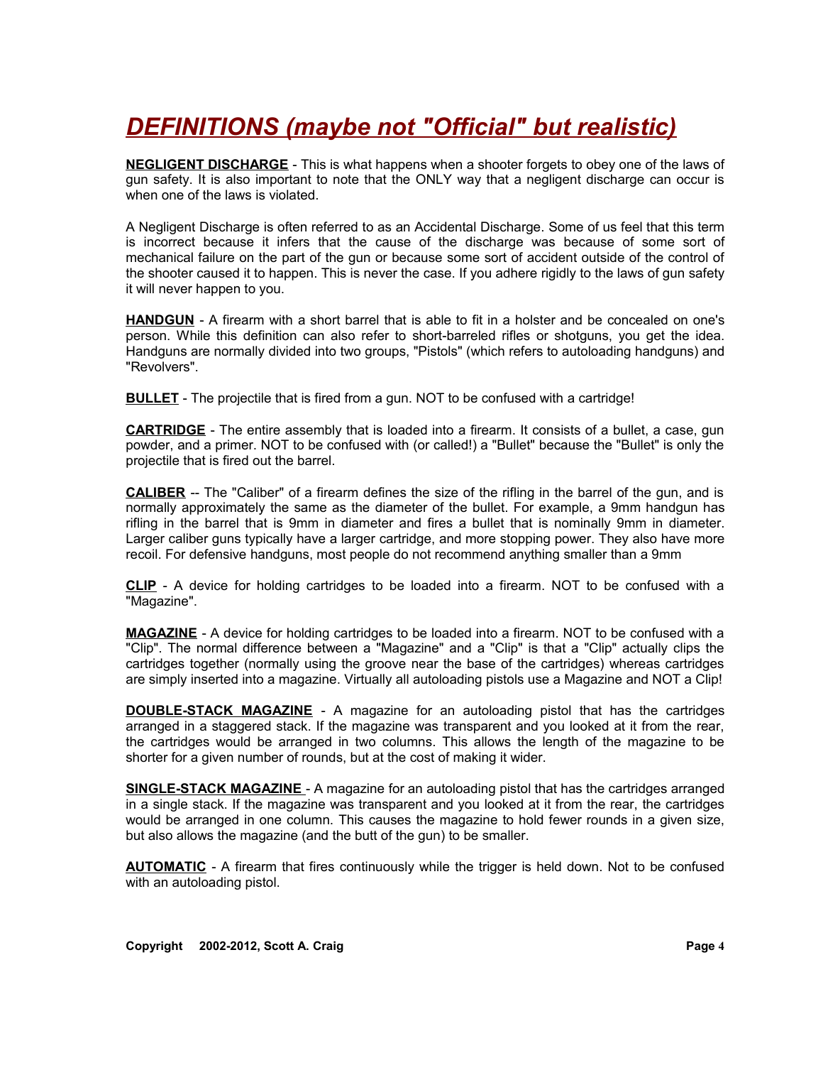# ***DEFINITIONS (maybe not "Official" but realistic)***

**NEGLIGENT DISCHARGE** - This is what happens when a shooter forgets to obey one of the laws of gun safety. It is also important to note that the ONLY way that a negligent discharge can occur is when one of the laws is violated.

A Negligent Discharge is often referred to as an Accidental Discharge. Some of us feel that this term is incorrect because it infers that the cause of the discharge was because of some sort of mechanical failure on the part of the gun or because some sort of accident outside of the control of the shooter caused it to happen. This is never the case. If you adhere rigidly to the laws of gun safety it will never happen to you.

**HANDGUN** - A firearm with a short barrel that is able to fit in a holster and be concealed on one's person. While this definition can also refer to short-barreled rifles or shotguns, you get the idea. Handguns are normally divided into two groups, "Pistols" (which refers to autoloading handguns) and "Revolvers".

**BULLET** - The projectile that is fired from a gun. NOT to be confused with a cartridge!

**CARTRIDGE** - The entire assembly that is loaded into a firearm. It consists of a bullet, a case, gun powder, and a primer. NOT to be confused with (or called!) a "Bullet" because the "Bullet" is only the projectile that is fired out the barrel.

**CALIBER** -- The "Caliber" of a firearm defines the size of the rifling in the barrel of the gun, and is normally approximately the same as the diameter of the bullet. For example, a 9mm handgun has rifling in the barrel that is 9mm in diameter and fires a bullet that is nominally 9mm in diameter. Larger caliber guns typically have a larger cartridge, and more stopping power. They also have more recoil. For defensive handguns, most people do not recommend anything smaller than a 9mm

**CLIP** - A device for holding cartridges to be loaded into a firearm. NOT to be confused with a "Magazine".

**MAGAZINE** - A device for holding cartridges to be loaded into a firearm. NOT to be confused with a "Clip". The normal difference between a "Magazine" and a "Clip" is that a "Clip" actually clips the cartridges together (normally using the groove near the base of the cartridges) whereas cartridges are simply inserted into a magazine. Virtually all autoloading pistols use a Magazine and NOT a Clip!

**DOUBLE-STACK MAGAZINE** - A magazine for an autoloading pistol that has the cartridges arranged in a staggered stack. If the magazine was transparent and you looked at it from the rear, the cartridges would be arranged in two columns. This allows the length of the magazine to be shorter for a given number of rounds, but at the cost of making it wider.

**SINGLE-STACK MAGAZINE** - A magazine for an autoloading pistol that has the cartridges arranged in a single stack. If the magazine was transparent and you looked at it from the rear, the cartridges would be arranged in one column. This causes the magazine to hold fewer rounds in a given size, but also allows the magazine (and the butt of the gun) to be smaller.

**AUTOMATIC** - A firearm that fires continuously while the trigger is held down. Not to be confused with an autoloading pistol.

**Copyright 2002-2012, Scott A. Craig**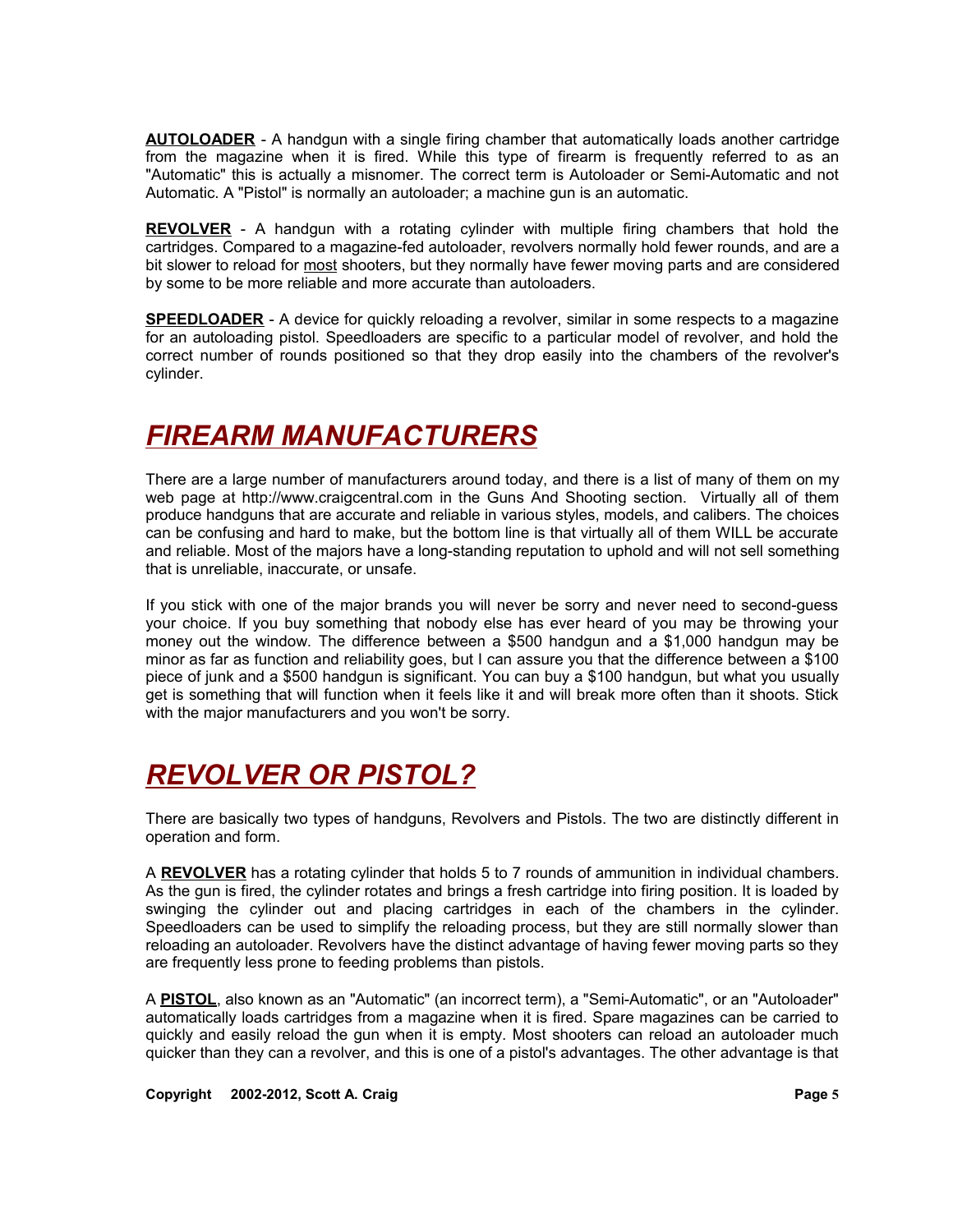**AUTOLOADER** - A handgun with a single firing chamber that automatically loads another cartridge from the magazine when it is fired. While this type of firearm is frequently referred to as an "Automatic" this is actually a misnomer. The correct term is Autoloader or Semi-Automatic and not Automatic. A "Pistol" is normally an autoloader; a machine gun is an automatic.

**REVOLVER** - A handgun with a rotating cylinder with multiple firing chambers that hold the cartridges. Compared to a magazine-fed autoloader, revolvers normally hold fewer rounds, and are a bit slower to reload for most shooters, but they normally have fewer moving parts and are considered by some to be more reliable and more accurate than autoloaders.

**SPEEDLOADER** - A device for quickly reloading a revolver, similar in some respects to a magazine for an autoloading pistol. Speedloaders are specific to a particular model of revolver, and hold the correct number of rounds positioned so that they drop easily into the chambers of the revolver's cylinder.

# *FIREARM MANUFACTURERS*

There are a large number of manufacturers around today, and there is a list of many of them on my web page at http://www.craigcentral.com in the Guns And Shooting section. Virtually all of them produce handguns that are accurate and reliable in various styles, models, and calibers. The choices can be confusing and hard to make, but the bottom line is that virtually all of them WILL be accurate and reliable. Most of the majors have a long-standing reputation to uphold and will not sell something that is unreliable, inaccurate, or unsafe.

If you stick with one of the major brands you will never be sorry and never need to second-guess your choice. If you buy something that nobody else has ever heard of you may be throwing your money out the window. The difference between a $500 handgun and a $1,000 handgun may be minor as far as function and reliability goes, but I can assure you that the difference between a $100 piece of junk and a $500 handgun is significant. You can buy a $100 handgun, but what you usually get is something that will function when it feels like it and will break more often than it shoots. Stick with the major manufacturers and you won't be sorry.

# *REVOLVER OR PISTOL?*

There are basically two types of handguns, Revolvers and Pistols. The two are distinctly different in operation and form.

A **REVOLVER** has a rotating cylinder that holds 5 to 7 rounds of ammunition in individual chambers. As the gun is fired, the cylinder rotates and brings a fresh cartridge into firing position. It is loaded by swinging the cylinder out and placing cartridges in each of the chambers in the cylinder. Speedloaders can be used to simplify the reloading process, but they are still normally slower than reloading an autoloader. Revolvers have the distinct advantage of having fewer moving parts so they are frequently less prone to feeding problems than pistols.

A **PISTOL**, also known as an "Automatic" (an incorrect term), a "Semi-Automatic", or an "Autoloader" automatically loads cartridges from a magazine when it is fired. Spare magazines can be carried to quickly and easily reload the gun when it is empty. Most shooters can reload an autoloader much quicker than they can a revolver, and this is one of a pistol's advantages. The other advantage is that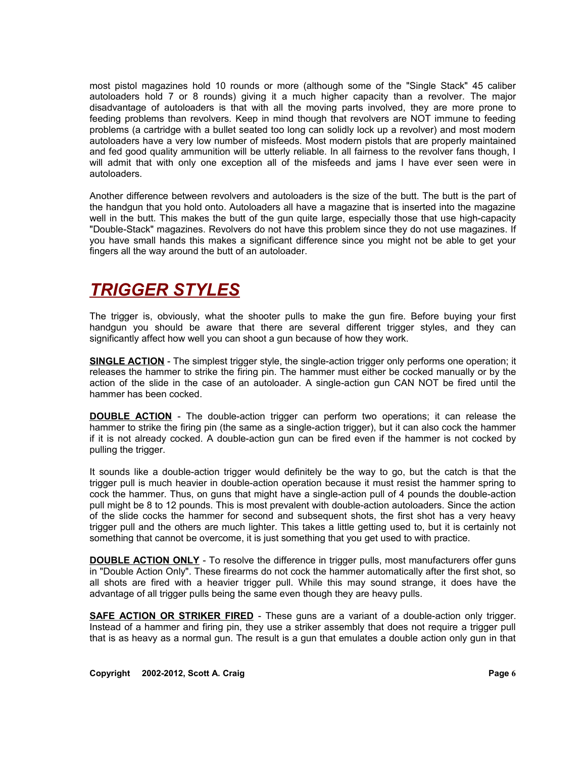most pistol magazines hold 10 rounds or more (although some of the "Single Stack" 45 caliber autoloaders hold 7 or 8 rounds) giving it a much higher capacity than a revolver. The major disadvantage of autoloaders is that with all the moving parts involved, they are more prone to feeding problems than revolvers. Keep in mind though that revolvers are NOT immune to feeding problems (a cartridge with a bullet seated too long can solidly lock up a revolver) and most modern autoloaders have a very low number of misfeeds. Most modern pistols that are properly maintained and fed good quality ammunition will be utterly reliable. In all fairness to the revolver fans though, I will admit that with only one exception all of the misfeeds and jams I have ever seen were in autoloaders.

Another difference between revolvers and autoloaders is the size of the butt. The butt is the part of the handgun that you hold onto. Autoloaders all have a magazine that is inserted into the magazine well in the butt. This makes the butt of the gun quite large, especially those that use high-capacity "Double-Stack" magazines. Revolvers do not have this problem since they do not use magazines. If you have small hands this makes a significant difference since you might not be able to get your fingers all the way around the butt of an autoloader.

# ***TRIGGER STYLES***

The trigger is, obviously, what the shooter pulls to make the gun fire. Before buying your first handgun you should be aware that there are several different trigger styles, and they can significantly affect how well you can shoot a gun because of how they work.

**SINGLE ACTION** - The simplest trigger style, the single-action trigger only performs one operation; it releases the hammer to strike the firing pin. The hammer must either be cocked manually or by the action of the slide in the case of an autoloader. A single-action gun CAN NOT be fired until the hammer has been cocked.

**DOUBLE ACTION** - The double-action trigger can perform two operations; it can release the hammer to strike the firing pin (the same as a single-action trigger), but it can also cock the hammer if it is not already cocked. A double-action gun can be fired even if the hammer is not cocked by pulling the trigger.

It sounds like a double-action trigger would definitely be the way to go, but the catch is that the trigger pull is much heavier in double-action operation because it must resist the hammer spring to cock the hammer. Thus, on guns that might have a single-action pull of 4 pounds the double-action pull might be 8 to 12 pounds. This is most prevalent with double-action autoloaders. Since the action of the slide cocks the hammer for second and subsequent shots, the first shot has a very heavy trigger pull and the others are much lighter. This takes a little getting used to, but it is certainly not something that cannot be overcome, it is just something that you get used to with practice.

**DOUBLE ACTION ONLY** - To resolve the difference in trigger pulls, most manufacturers offer guns in "Double Action Only". These firearms do not cock the hammer automatically after the first shot, so all shots are fired with a heavier trigger pull. While this may sound strange, it does have the advantage of all trigger pulls being the same even though they are heavy pulls.

**SAFE ACTION OR STRIKER FIRED** - These guns are a variant of a double-action only trigger. Instead of a hammer and firing pin, they use a striker assembly that does not require a trigger pull that is as heavy as a normal gun. The result is a gun that emulates a double action only gun in that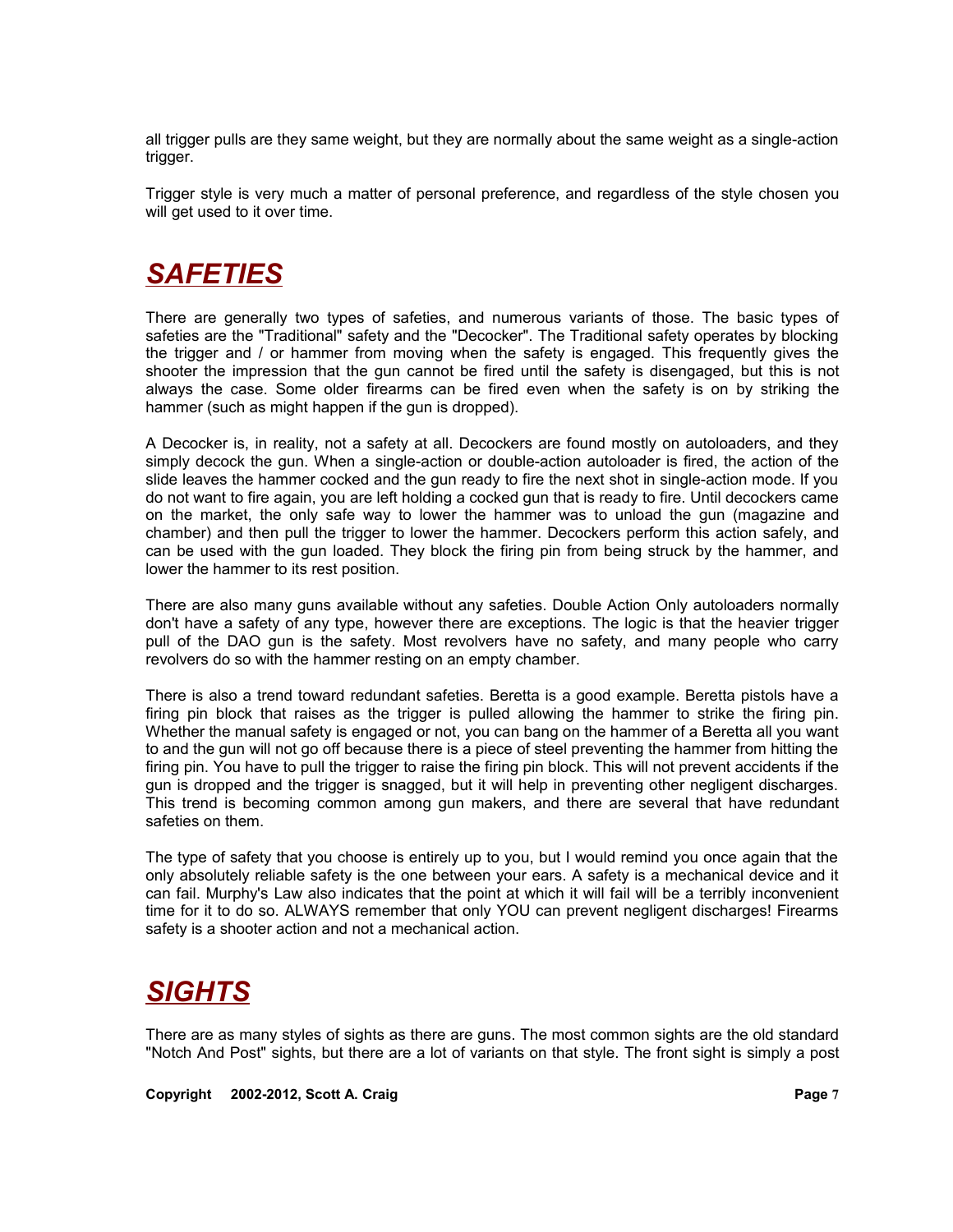all trigger pulls are they same weight, but they are normally about the same weight as a single-action trigger.

Trigger style is very much a matter of personal preference, and regardless of the style chosen you will get used to it over time.

# ***SAFETIES***

There are generally two types of safeties, and numerous variants of those. The basic types of safeties are the "Traditional" safety and the "Decocker". The Traditional safety operates by blocking the trigger and / or hammer from moving when the safety is engaged. This frequently gives the shooter the impression that the gun cannot be fired until the safety is disengaged, but this is not always the case. Some older firearms can be fired even when the safety is on by striking the hammer (such as might happen if the gun is dropped).

A Decocker is, in reality, not a safety at all. Decockers are found mostly on autoloaders, and they simply decock the gun. When a single-action or double-action autoloader is fired, the action of the slide leaves the hammer cocked and the gun ready to fire the next shot in single-action mode. If you do not want to fire again, you are left holding a cocked gun that is ready to fire. Until decockers came on the market, the only safe way to lower the hammer was to unload the gun (magazine and chamber) and then pull the trigger to lower the hammer. Decockers perform this action safely, and can be used with the gun loaded. They block the firing pin from being struck by the hammer, and lower the hammer to its rest position.

There are also many guns available without any safeties. Double Action Only autoloaders normally don't have a safety of any type, however there are exceptions. The logic is that the heavier trigger pull of the DAO gun is the safety. Most revolvers have no safety, and many people who carry revolvers do so with the hammer resting on an empty chamber.

There is also a trend toward redundant safeties. Beretta is a good example. Beretta pistols have a firing pin block that raises as the trigger is pulled allowing the hammer to strike the firing pin. Whether the manual safety is engaged or not, you can bang on the hammer of a Beretta all you want to and the gun will not go off because there is a piece of steel preventing the hammer from hitting the firing pin. You have to pull the trigger to raise the firing pin block. This will not prevent accidents if the gun is dropped and the trigger is snagged, but it will help in preventing other negligent discharges. This trend is becoming common among gun makers, and there are several that have redundant safeties on them.

The type of safety that you choose is entirely up to you, but I would remind you once again that the only absolutely reliable safety is the one between your ears. A safety is a mechanical device and it can fail. Murphy's Law also indicates that the point at which it will fail will be a terribly inconvenient time for it to do so. ALWAYS remember that only YOU can prevent negligent discharges! Firearms safety is a shooter action and not a mechanical action.

# ***SIGHTS***

There are as many styles of sights as there are guns. The most common sights are the old standard "Notch And Post" sights, but there are a lot of variants on that style. The front sight is simply a post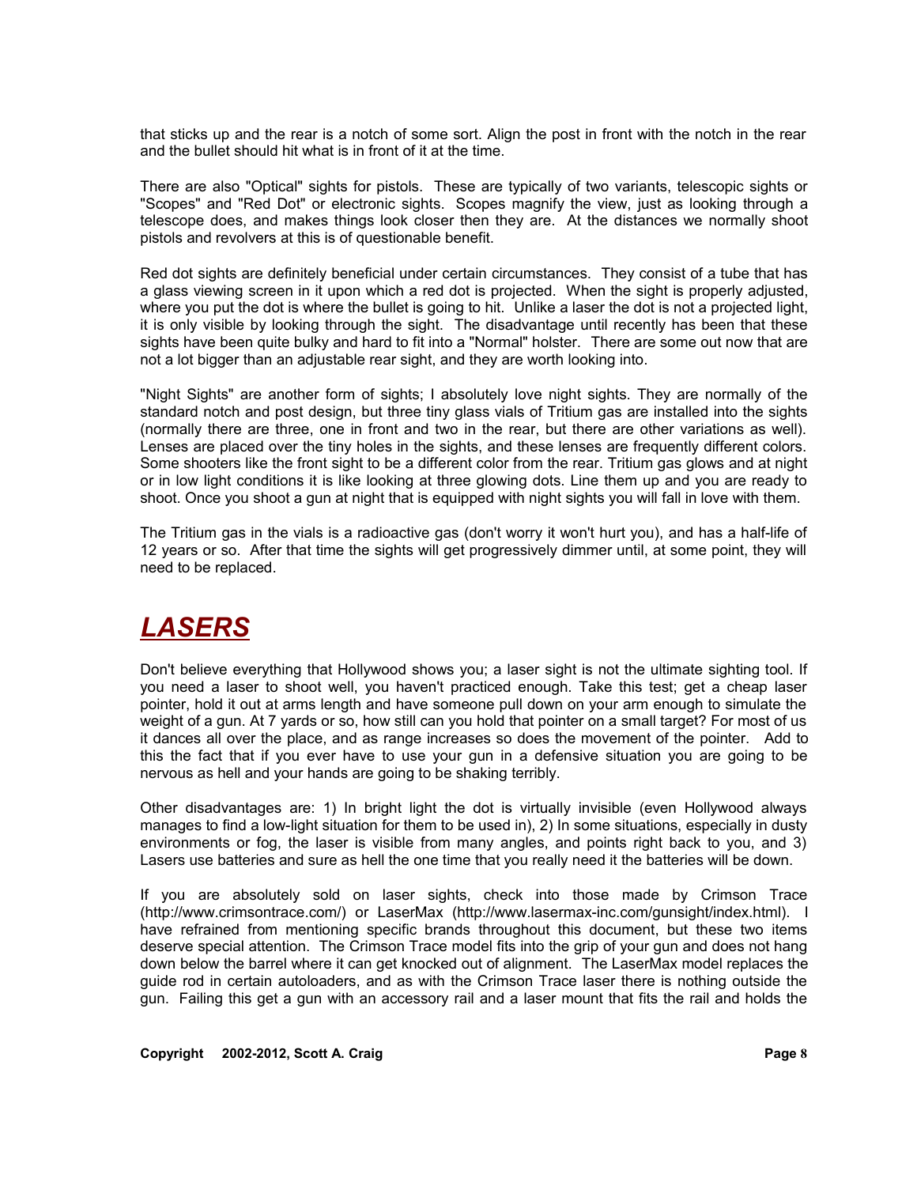that sticks up and the rear is a notch of some sort. Align the post in front with the notch in the rear and the bullet should hit what is in front of it at the time.

There are also "Optical" sights for pistols. These are typically of two variants, telescopic sights or "Scopes" and "Red Dot" or electronic sights. Scopes magnify the view, just as looking through a telescope does, and makes things look closer then they are. At the distances we normally shoot pistols and revolvers at this is of questionable benefit.

Red dot sights are definitely beneficial under certain circumstances. They consist of a tube that has a glass viewing screen in it upon which a red dot is projected. When the sight is properly adjusted, where you put the dot is where the bullet is going to hit. Unlike a laser the dot is not a projected light, it is only visible by looking through the sight. The disadvantage until recently has been that these sights have been quite bulky and hard to fit into a "Normal" holster. There are some out now that are not a lot bigger than an adjustable rear sight, and they are worth looking into.

"Night Sights" are another form of sights; I absolutely love night sights. They are normally of the standard notch and post design, but three tiny glass vials of Tritium gas are installed into the sights (normally there are three, one in front and two in the rear, but there are other variations as well). Lenses are placed over the tiny holes in the sights, and these lenses are frequently different colors. Some shooters like the front sight to be a different color from the rear. Tritium gas glows and at night or in low light conditions it is like looking at three glowing dots. Line them up and you are ready to shoot. Once you shoot a gun at night that is equipped with night sights you will fall in love with them.

The Tritium gas in the vials is a radioactive gas (don't worry it won't hurt you), and has a half-life of 12 years or so. After that time the sights will get progressively dimmer until, at some point, they will need to be replaced.

# ***LASERS***

Don't believe everything that Hollywood shows you; a laser sight is not the ultimate sighting tool. If you need a laser to shoot well, you haven't practiced enough. Take this test; get a cheap laser pointer, hold it out at arms length and have someone pull down on your arm enough to simulate the weight of a gun. At 7 yards or so, how still can you hold that pointer on a small target? For most of us it dances all over the place, and as range increases so does the movement of the pointer. Add to this the fact that if you ever have to use your gun in a defensive situation you are going to be nervous as hell and your hands are going to be shaking terribly.

Other disadvantages are: 1) In bright light the dot is virtually invisible (even Hollywood always manages to find a low-light situation for them to be used in), 2) In some situations, especially in dusty environments or fog, the laser is visible from many angles, and points right back to you, and 3) Lasers use batteries and sure as hell the one time that you really need it the batteries will be down.

If you are absolutely sold on laser sights, check into those made by Crimson Trace (http://www.crimsontrace.com/) or LaserMax (http://www.lasermax-inc.com/gunsight/index.html). I have refrained from mentioning specific brands throughout this document, but these two items deserve special attention. The Crimson Trace model fits into the grip of your gun and does not hang down below the barrel where it can get knocked out of alignment. The LaserMax model replaces the guide rod in certain autoloaders, and as with the Crimson Trace laser there is nothing outside the gun. Failing this get a gun with an accessory rail and a laser mount that fits the rail and holds the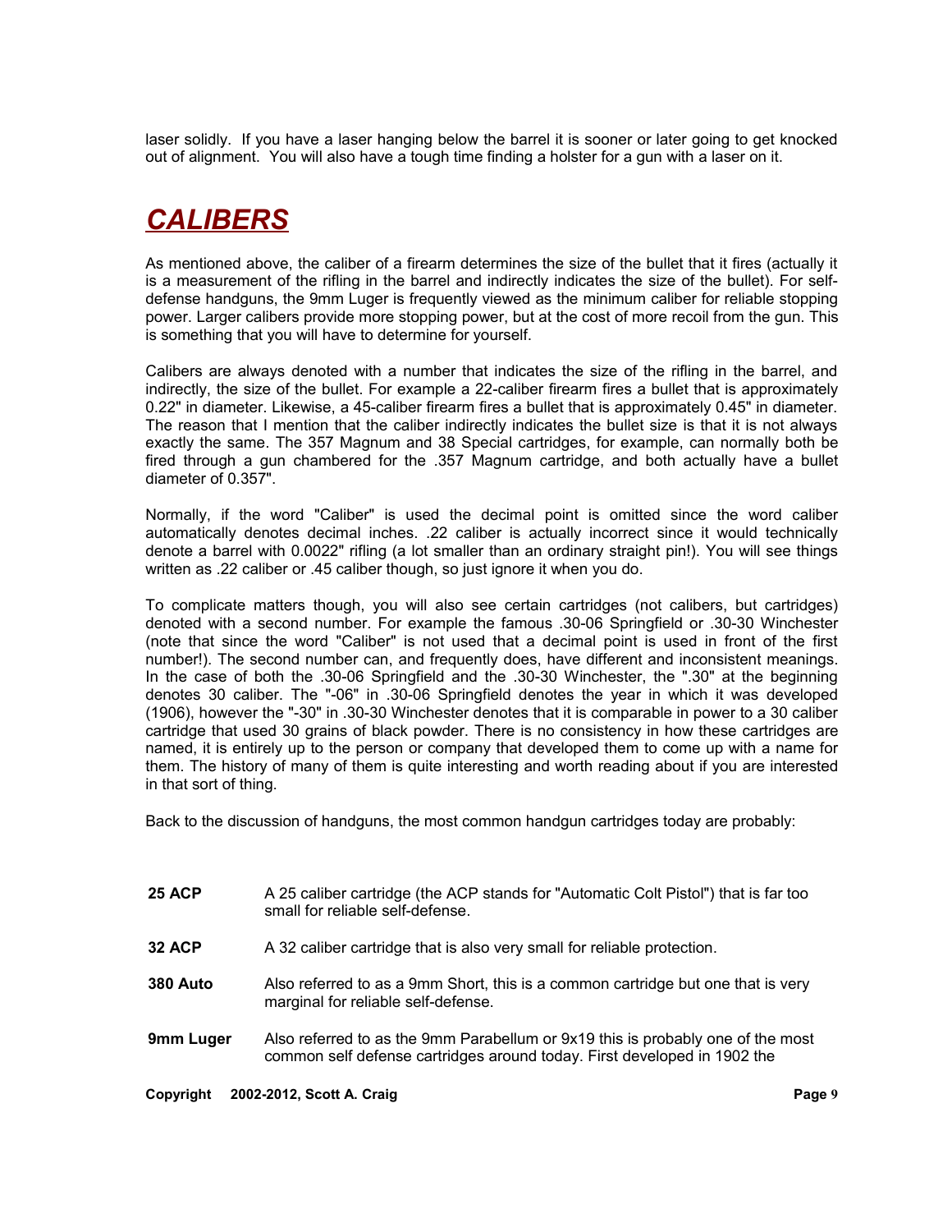laser solidly. If you have a laser hanging below the barrel it is sooner or later going to get knocked out of alignment. You will also have a tough time finding a holster for a gun with a laser on it.

# *CALIBERS*

As mentioned above, the caliber of a firearm determines the size of the bullet that it fires (actually it is a measurement of the rifling in the barrel and indirectly indicates the size of the bullet). For self-defense handguns, the 9mm Luger is frequently viewed as the minimum caliber for reliable stopping power. Larger calibers provide more stopping power, but at the cost of more recoil from the gun. This is something that you will have to determine for yourself.

Calibers are always denoted with a number that indicates the size of the rifling in the barrel, and indirectly, the size of the bullet. For example a 22-caliber firearm fires a bullet that is approximately 0.22" in diameter. Likewise, a 45-caliber firearm fires a bullet that is approximately 0.45" in diameter. The reason that I mention that the caliber indirectly indicates the bullet size is that it is not always exactly the same. The 357 Magnum and 38 Special cartridges, for example, can normally both be fired through a gun chambered for the .357 Magnum cartridge, and both actually have a bullet diameter of 0.357".

Normally, if the word "Caliber" is used the decimal point is omitted since the word caliber automatically denotes decimal inches. .22 caliber is actually incorrect since it would technically denote a barrel with 0.0022" rifling (a lot smaller than an ordinary straight pin!). You will see things written as .22 caliber or .45 caliber though, so just ignore it when you do.

To complicate matters though, you will also see certain cartridges (not calibers, but cartridges) denoted with a second number. For example the famous .30-06 Springfield or .30-30 Winchester (note that since the word "Caliber" is not used that a decimal point is used in front of the first number!). The second number can, and frequently does, have different and inconsistent meanings. In the case of both the .30-06 Springfield and the .30-30 Winchester, the ".30" at the beginning denotes 30 caliber. The "-06" in .30-06 Springfield denotes the year in which it was developed (1906), however the "-30" in .30-30 Winchester denotes that it is comparable in power to a 30 caliber cartridge that used 30 grains of black powder. There is no consistency in how these cartridges are named, it is entirely up to the person or company that developed them to come up with a name for them. The history of many of them is quite interesting and worth reading about if you are interested in that sort of thing.

Back to the discussion of handguns, the most common handgun cartridges today are probably:

**25 ACP** — A 25 caliber cartridge (the ACP stands for "Automatic Colt Pistol") that is far too small for reliable self-defense.

**32 ACP** — A 32 caliber cartridge that is also very small for reliable protection.

**380 Auto** — Also referred to as a 9mm Short, this is a common cartridge but one that is very marginal for reliable self-defense.

**9mm Luger** — Also referred to as the 9mm Parabellum or 9x19 this is probably one of the most common self defense cartridges around today. First developed in 1902 the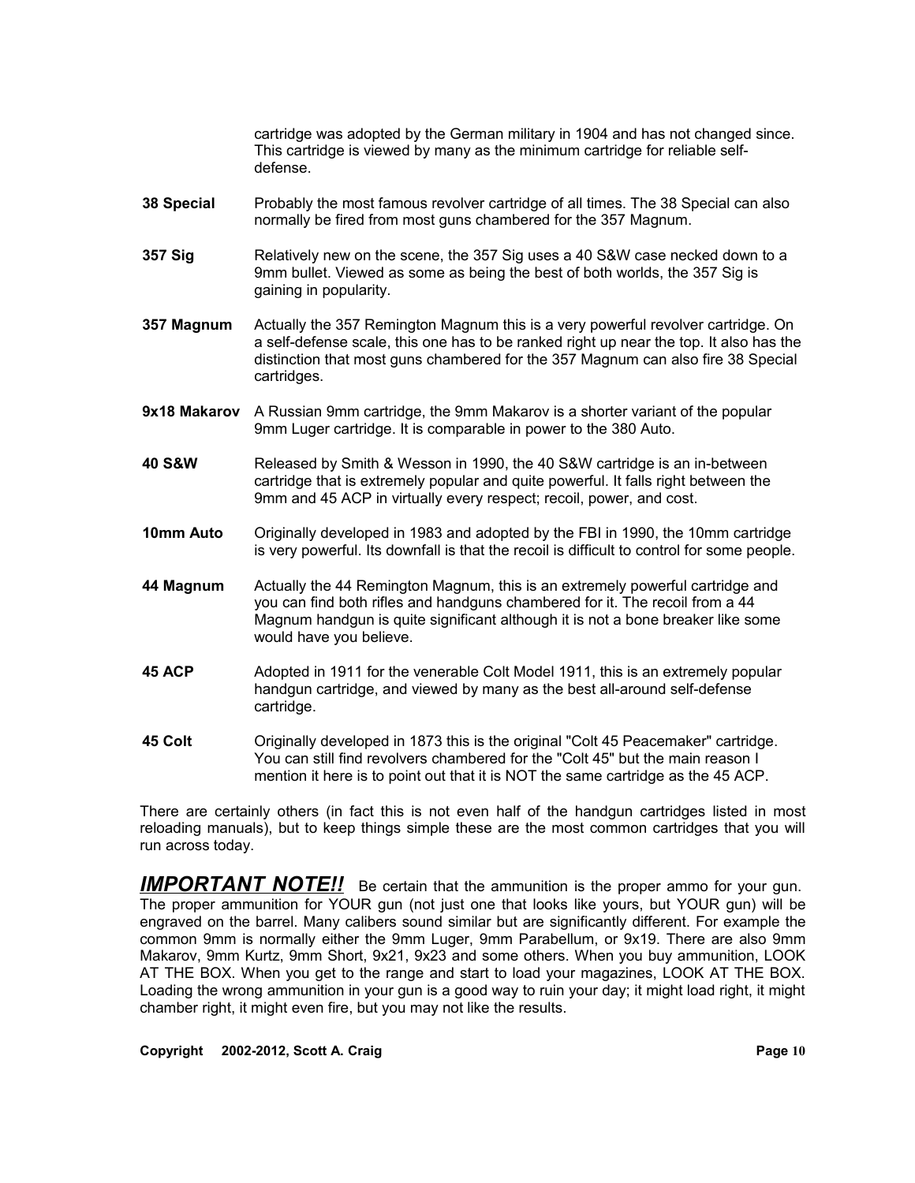cartridge was adopted by the German military in 1904 and has not changed since. This cartridge is viewed by many as the minimum cartridge for reliable self-defense.

**38 Special** Probably the most famous revolver cartridge of all times. The 38 Special can also normally be fired from most guns chambered for the 357 Magnum.

**357 Sig** Relatively new on the scene, the 357 Sig uses a 40 S&W case necked down to a 9mm bullet. Viewed as some as being the best of both worlds, the 357 Sig is gaining in popularity.

**357 Magnum** Actually the 357 Remington Magnum this is a very powerful revolver cartridge. On a self-defense scale, this one has to be ranked right up near the top. It also has the distinction that most guns chambered for the 357 Magnum can also fire 38 Special cartridges.

**9x18 Makarov** A Russian 9mm cartridge, the 9mm Makarov is a shorter variant of the popular 9mm Luger cartridge. It is comparable in power to the 380 Auto.

**40 S&W** Released by Smith & Wesson in 1990, the 40 S&W cartridge is an in-between cartridge that is extremely popular and quite powerful. It falls right between the 9mm and 45 ACP in virtually every respect; recoil, power, and cost.

**10mm Auto** Originally developed in 1983 and adopted by the FBI in 1990, the 10mm cartridge is very powerful. Its downfall is that the recoil is difficult to control for some people.

**44 Magnum** Actually the 44 Remington Magnum, this is an extremely powerful cartridge and you can find both rifles and handguns chambered for it. The recoil from a 44 Magnum handgun is quite significant although it is not a bone breaker like some would have you believe.

**45 ACP** Adopted in 1911 for the venerable Colt Model 1911, this is an extremely popular handgun cartridge, and viewed by many as the best all-around self-defense cartridge.

**45 Colt** Originally developed in 1873 this is the original "Colt 45 Peacemaker" cartridge. You can still find revolvers chambered for the "Colt 45" but the main reason I mention it here is to point out that it is NOT the same cartridge as the 45 ACP.

There are certainly others (in fact this is not even half of the handgun cartridges listed in most reloading manuals), but to keep things simple these are the most common cartridges that you will run across today.

***IMPORTANT NOTE!!*** Be certain that the ammunition is the proper ammo for your gun. The proper ammunition for YOUR gun (not just one that looks like yours, but YOUR gun) will be engraved on the barrel. Many calibers sound similar but are significantly different. For example the common 9mm is normally either the 9mm Luger, 9mm Parabellum, or 9x19. There are also 9mm Makarov, 9mm Kurtz, 9mm Short, 9x21, 9x23 and some others. When you buy ammunition, LOOK AT THE BOX. When you get to the range and start to load your magazines, LOOK AT THE BOX. Loading the wrong ammunition in your gun is a good way to ruin your day; it might load right, it might chamber right, it might even fire, but you may not like the results.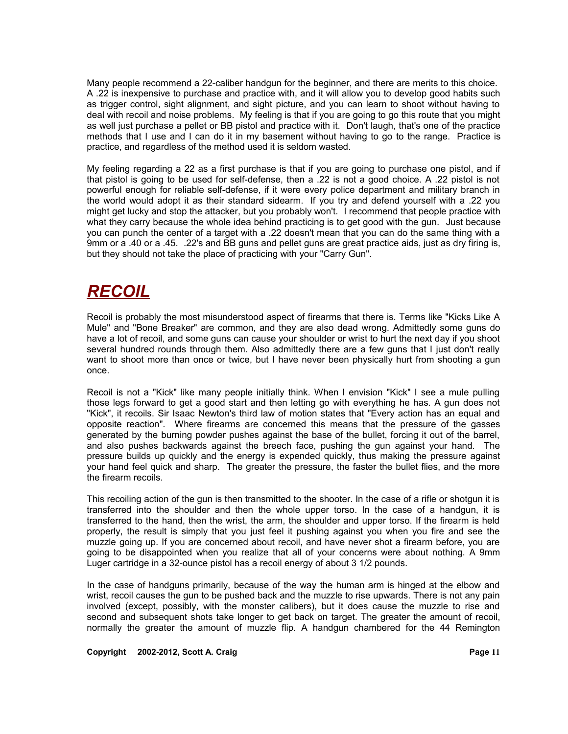Many people recommend a 22-caliber handgun for the beginner, and there are merits to this choice. A .22 is inexpensive to purchase and practice with, and it will allow you to develop good habits such as trigger control, sight alignment, and sight picture, and you can learn to shoot without having to deal with recoil and noise problems. My feeling is that if you are going to go this route that you might as well just purchase a pellet or BB pistol and practice with it. Don't laugh, that's one of the practice methods that I use and I can do it in my basement without having to go to the range. Practice is practice, and regardless of the method used it is seldom wasted.

My feeling regarding a 22 as a first purchase is that if you are going to purchase one pistol, and if that pistol is going to be used for self-defense, then a .22 is not a good choice. A .22 pistol is not powerful enough for reliable self-defense, if it were every police department and military branch in the world would adopt it as their standard sidearm. If you try and defend yourself with a .22 you might get lucky and stop the attacker, but you probably won't. I recommend that people practice with what they carry because the whole idea behind practicing is to get good with the gun. Just because you can punch the center of a target with a .22 doesn't mean that you can do the same thing with a 9mm or a .40 or a .45. .22's and BB guns and pellet guns are great practice aids, just as dry firing is, but they should not take the place of practicing with your "Carry Gun".

# ***RECOIL***

Recoil is probably the most misunderstood aspect of firearms that there is. Terms like "Kicks Like A Mule" and "Bone Breaker" are common, and they are also dead wrong. Admittedly some guns do have a lot of recoil, and some guns can cause your shoulder or wrist to hurt the next day if you shoot several hundred rounds through them. Also admittedly there are a few guns that I just don't really want to shoot more than once or twice, but I have never been physically hurt from shooting a gun once.

Recoil is not a "Kick" like many people initially think. When I envision "Kick" I see a mule pulling those legs forward to get a good start and then letting go with everything he has. A gun does not "Kick", it recoils. Sir Isaac Newton's third law of motion states that "Every action has an equal and opposite reaction". Where firearms are concerned this means that the pressure of the gasses generated by the burning powder pushes against the base of the bullet, forcing it out of the barrel, and also pushes backwards against the breech face, pushing the gun against your hand. The pressure builds up quickly and the energy is expended quickly, thus making the pressure against your hand feel quick and sharp. The greater the pressure, the faster the bullet flies, and the more the firearm recoils.

This recoiling action of the gun is then transmitted to the shooter. In the case of a rifle or shotgun it is transferred into the shoulder and then the whole upper torso. In the case of a handgun, it is transferred to the hand, then the wrist, the arm, the shoulder and upper torso. If the firearm is held properly, the result is simply that you just feel it pushing against you when you fire and see the muzzle going up. If you are concerned about recoil, and have never shot a firearm before, you are going to be disappointed when you realize that all of your concerns were about nothing. A 9mm Luger cartridge in a 32-ounce pistol has a recoil energy of about 3 1/2 pounds.

In the case of handguns primarily, because of the way the human arm is hinged at the elbow and wrist, recoil causes the gun to be pushed back and the muzzle to rise upwards. There is not any pain involved (except, possibly, with the monster calibers), but it does cause the muzzle to rise and second and subsequent shots take longer to get back on target. The greater the amount of recoil, normally the greater the amount of muzzle flip. A handgun chambered for the 44 Remington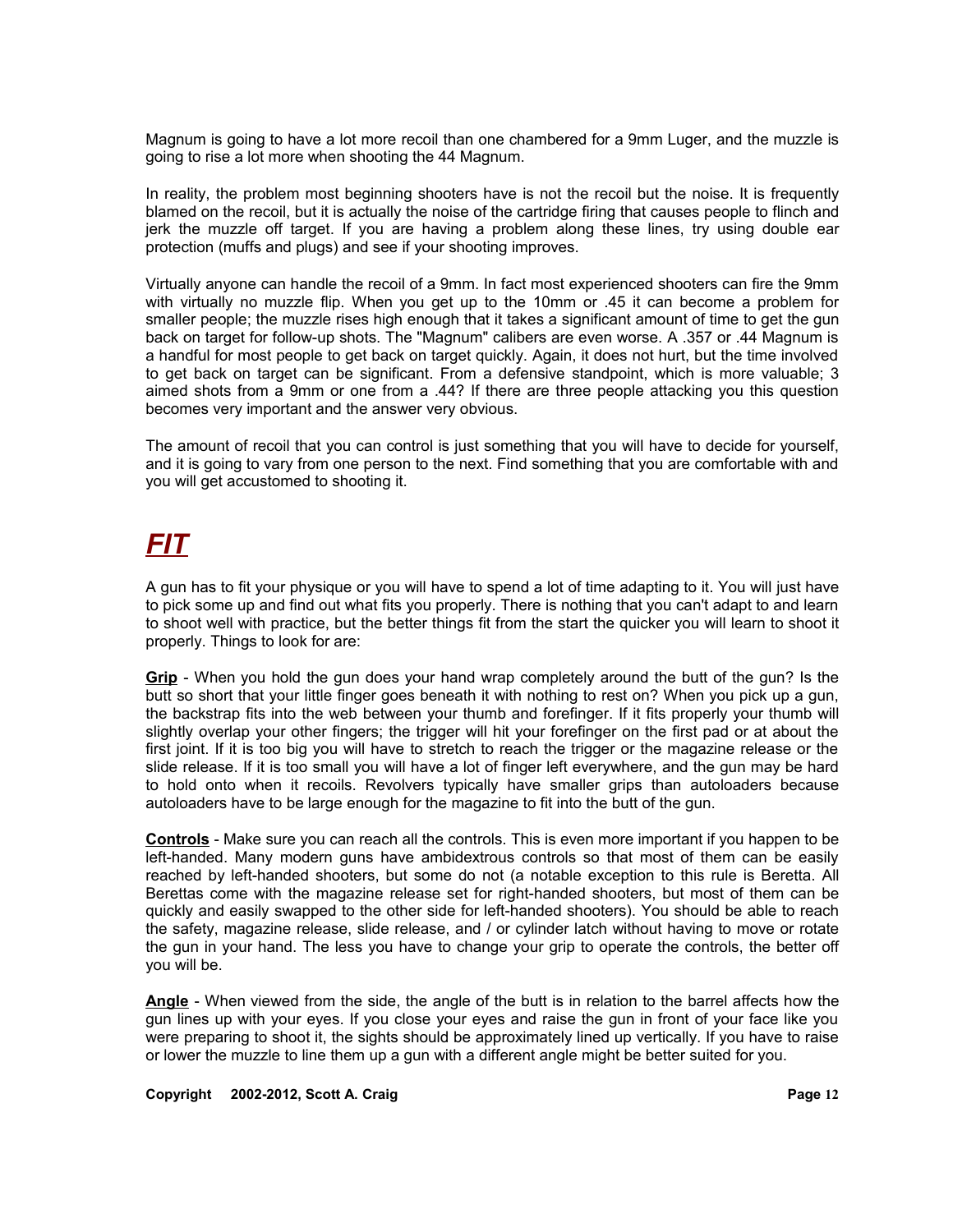Magnum is going to have a lot more recoil than one chambered for a 9mm Luger, and the muzzle is going to rise a lot more when shooting the 44 Magnum.

In reality, the problem most beginning shooters have is not the recoil but the noise. It is frequently blamed on the recoil, but it is actually the noise of the cartridge firing that causes people to flinch and jerk the muzzle off target. If you are having a problem along these lines, try using double ear protection (muffs and plugs) and see if your shooting improves.

Virtually anyone can handle the recoil of a 9mm. In fact most experienced shooters can fire the 9mm with virtually no muzzle flip. When you get up to the 10mm or .45 it can become a problem for smaller people; the muzzle rises high enough that it takes a significant amount of time to get the gun back on target for follow-up shots. The "Magnum" calibers are even worse. A .357 or .44 Magnum is a handful for most people to get back on target quickly. Again, it does not hurt, but the time involved to get back on target can be significant. From a defensive standpoint, which is more valuable; 3 aimed shots from a 9mm or one from a .44? If there are three people attacking you this question becomes very important and the answer very obvious.

The amount of recoil that you can control is just something that you will have to decide for yourself, and it is going to vary from one person to the next. Find something that you are comfortable with and you will get accustomed to shooting it.

# ***FIT***

A gun has to fit your physique or you will have to spend a lot of time adapting to it. You will just have to pick some up and find out what fits you properly. There is nothing that you can't adapt to and learn to shoot well with practice, but the better things fit from the start the quicker you will learn to shoot it properly. Things to look for are:

**Grip** - When you hold the gun does your hand wrap completely around the butt of the gun? Is the butt so short that your little finger goes beneath it with nothing to rest on? When you pick up a gun, the backstrap fits into the web between your thumb and forefinger. If it fits properly your thumb will slightly overlap your other fingers; the trigger will hit your forefinger on the first pad or at about the first joint. If it is too big you will have to stretch to reach the trigger or the magazine release or the slide release. If it is too small you will have a lot of finger left everywhere, and the gun may be hard to hold onto when it recoils. Revolvers typically have smaller grips than autoloaders because autoloaders have to be large enough for the magazine to fit into the butt of the gun.

**Controls** - Make sure you can reach all the controls. This is even more important if you happen to be left-handed. Many modern guns have ambidextrous controls so that most of them can be easily reached by left-handed shooters, but some do not (a notable exception to this rule is Beretta. All Berettas come with the magazine release set for right-handed shooters, but most of them can be quickly and easily swapped to the other side for left-handed shooters). You should be able to reach the safety, magazine release, slide release, and / or cylinder latch without having to move or rotate the gun in your hand. The less you have to change your grip to operate the controls, the better off you will be.

**Angle** - When viewed from the side, the angle of the butt is in relation to the barrel affects how the gun lines up with your eyes. If you close your eyes and raise the gun in front of your face like you were preparing to shoot it, the sights should be approximately lined up vertically. If you have to raise or lower the muzzle to line them up a gun with a different angle might be better suited for you.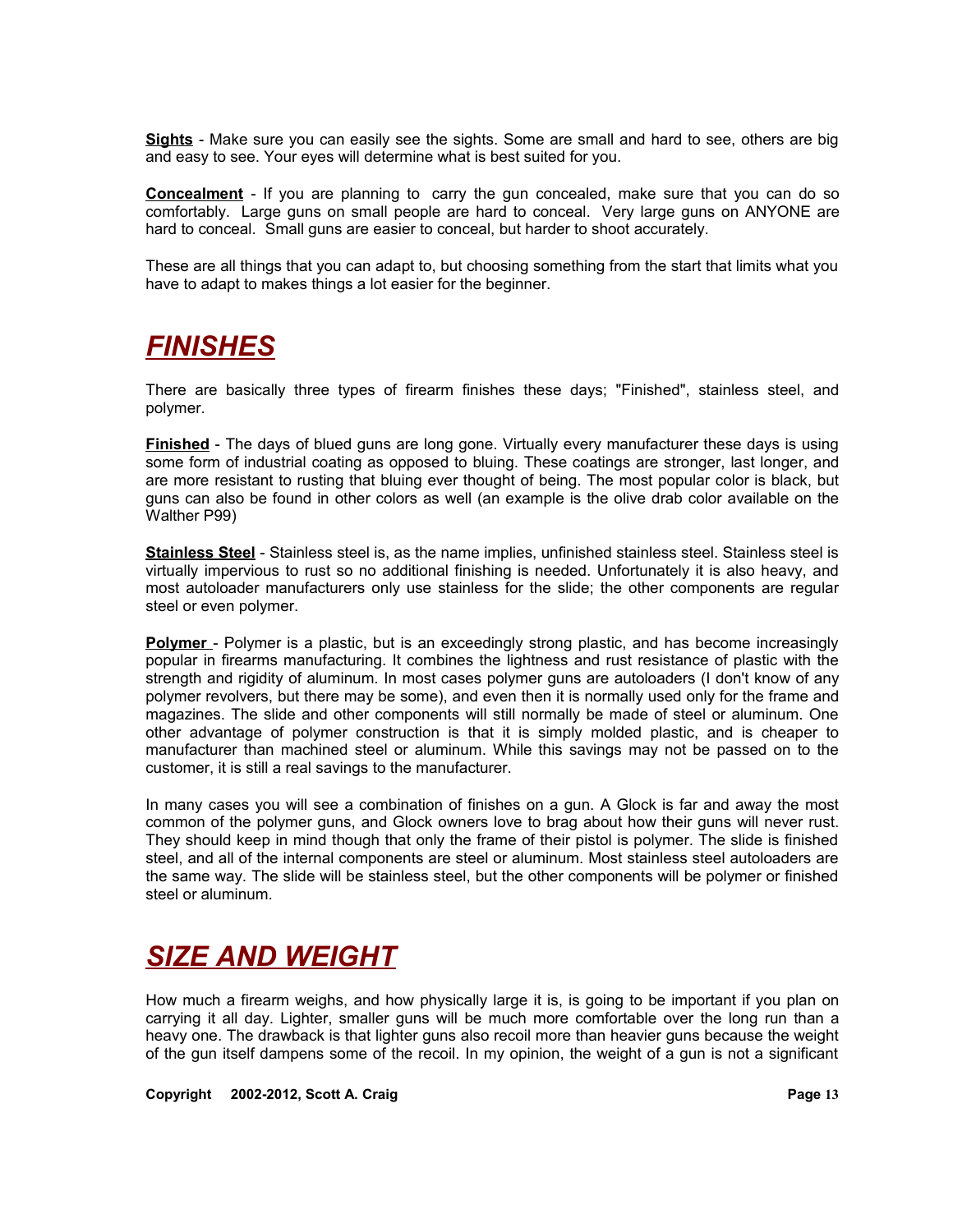**Sights** - Make sure you can easily see the sights. Some are small and hard to see, others are big and easy to see. Your eyes will determine what is best suited for you.

**Concealment** - If you are planning to carry the gun concealed, make sure that you can do so comfortably. Large guns on small people are hard to conceal. Very large guns on ANYONE are hard to conceal. Small guns are easier to conceal, but harder to shoot accurately.

These are all things that you can adapt to, but choosing something from the start that limits what you have to adapt to makes things a lot easier for the beginner.

# FINISHES

There are basically three types of firearm finishes these days; "Finished", stainless steel, and polymer.

**Finished** - The days of blued guns are long gone. Virtually every manufacturer these days is using some form of industrial coating as opposed to bluing. These coatings are stronger, last longer, and are more resistant to rusting that bluing ever thought of being. The most popular color is black, but guns can also be found in other colors as well (an example is the olive drab color available on the Walther P99)

**Stainless Steel** - Stainless steel is, as the name implies, unfinished stainless steel. Stainless steel is virtually impervious to rust so no additional finishing is needed. Unfortunately it is also heavy, and most autoloader manufacturers only use stainless for the slide; the other components are regular steel or even polymer.

**Polymer** - Polymer is a plastic, but is an exceedingly strong plastic, and has become increasingly popular in firearms manufacturing. It combines the lightness and rust resistance of plastic with the strength and rigidity of aluminum. In most cases polymer guns are autoloaders (I don't know of any polymer revolvers, but there may be some), and even then it is normally used only for the frame and magazines. The slide and other components will still normally be made of steel or aluminum. One other advantage of polymer construction is that it is simply molded plastic, and is cheaper to manufacturer than machined steel or aluminum. While this savings may not be passed on to the customer, it is still a real savings to the manufacturer.

In many cases you will see a combination of finishes on a gun. A Glock is far and away the most common of the polymer guns, and Glock owners love to brag about how their guns will never rust. They should keep in mind though that only the frame of their pistol is polymer. The slide is finished steel, and all of the internal components are steel or aluminum. Most stainless steel autoloaders are the same way. The slide will be stainless steel, but the other components will be polymer or finished steel or aluminum.

# SIZE AND WEIGHT

How much a firearm weighs, and how physically large it is, is going to be important if you plan on carrying it all day. Lighter, smaller guns will be much more comfortable over the long run than a heavy one. The drawback is that lighter guns also recoil more than heavier guns because the weight of the gun itself dampens some of the recoil. In my opinion, the weight of a gun is not a significant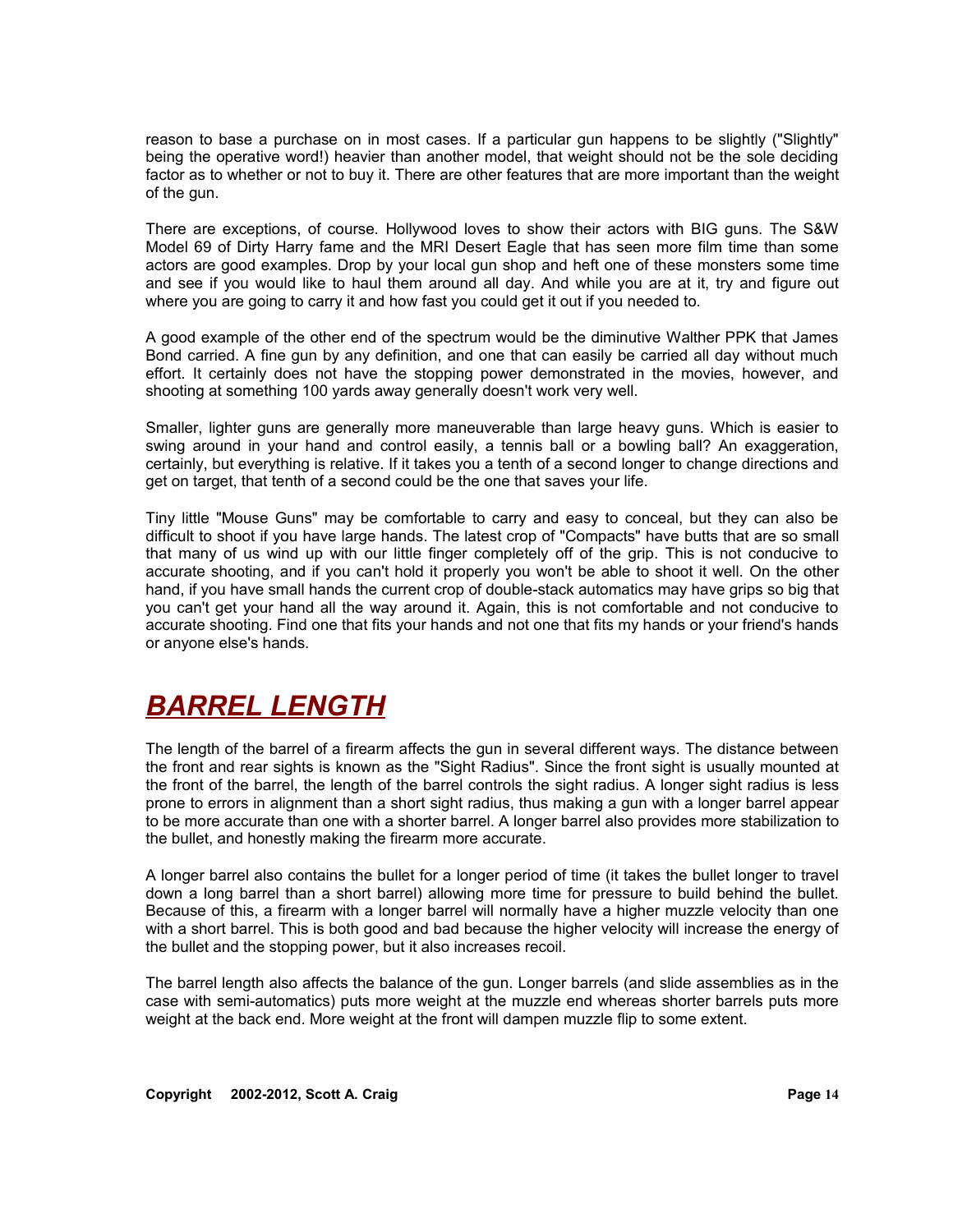reason to base a purchase on in most cases. If a particular gun happens to be slightly ("Slightly" being the operative word!) heavier than another model, that weight should not be the sole deciding factor as to whether or not to buy it. There are other features that are more important than the weight of the gun.

There are exceptions, of course. Hollywood loves to show their actors with BIG guns. The S&W Model 69 of Dirty Harry fame and the MRI Desert Eagle that has seen more film time than some actors are good examples. Drop by your local gun shop and heft one of these monsters some time and see if you would like to haul them around all day. And while you are at it, try and figure out where you are going to carry it and how fast you could get it out if you needed to.

A good example of the other end of the spectrum would be the diminutive Walther PPK that James Bond carried. A fine gun by any definition, and one that can easily be carried all day without much effort. It certainly does not have the stopping power demonstrated in the movies, however, and shooting at something 100 yards away generally doesn't work very well.

Smaller, lighter guns are generally more maneuverable than large heavy guns. Which is easier to swing around in your hand and control easily, a tennis ball or a bowling ball? An exaggeration, certainly, but everything is relative. If it takes you a tenth of a second longer to change directions and get on target, that tenth of a second could be the one that saves your life.

Tiny little "Mouse Guns" may be comfortable to carry and easy to conceal, but they can also be difficult to shoot if you have large hands. The latest crop of "Compacts" have butts that are so small that many of us wind up with our little finger completely off of the grip. This is not conducive to accurate shooting, and if you can't hold it properly you won't be able to shoot it well. On the other hand, if you have small hands the current crop of double-stack automatics may have grips so big that you can't get your hand all the way around it. Again, this is not comfortable and not conducive to accurate shooting. Find one that fits your hands and not one that fits my hands or your friend's hands or anyone else's hands.

# ***BARREL LENGTH***

The length of the barrel of a firearm affects the gun in several different ways. The distance between the front and rear sights is known as the "Sight Radius". Since the front sight is usually mounted at the front of the barrel, the length of the barrel controls the sight radius. A longer sight radius is less prone to errors in alignment than a short sight radius, thus making a gun with a longer barrel appear to be more accurate than one with a shorter barrel. A longer barrel also provides more stabilization to the bullet, and honestly making the firearm more accurate.

A longer barrel also contains the bullet for a longer period of time (it takes the bullet longer to travel down a long barrel than a short barrel) allowing more time for pressure to build behind the bullet. Because of this, a firearm with a longer barrel will normally have a higher muzzle velocity than one with a short barrel. This is both good and bad because the higher velocity will increase the energy of the bullet and the stopping power, but it also increases recoil.

The barrel length also affects the balance of the gun. Longer barrels (and slide assemblies as in the case with semi-automatics) puts more weight at the muzzle end whereas shorter barrels puts more weight at the back end. More weight at the front will dampen muzzle flip to some extent.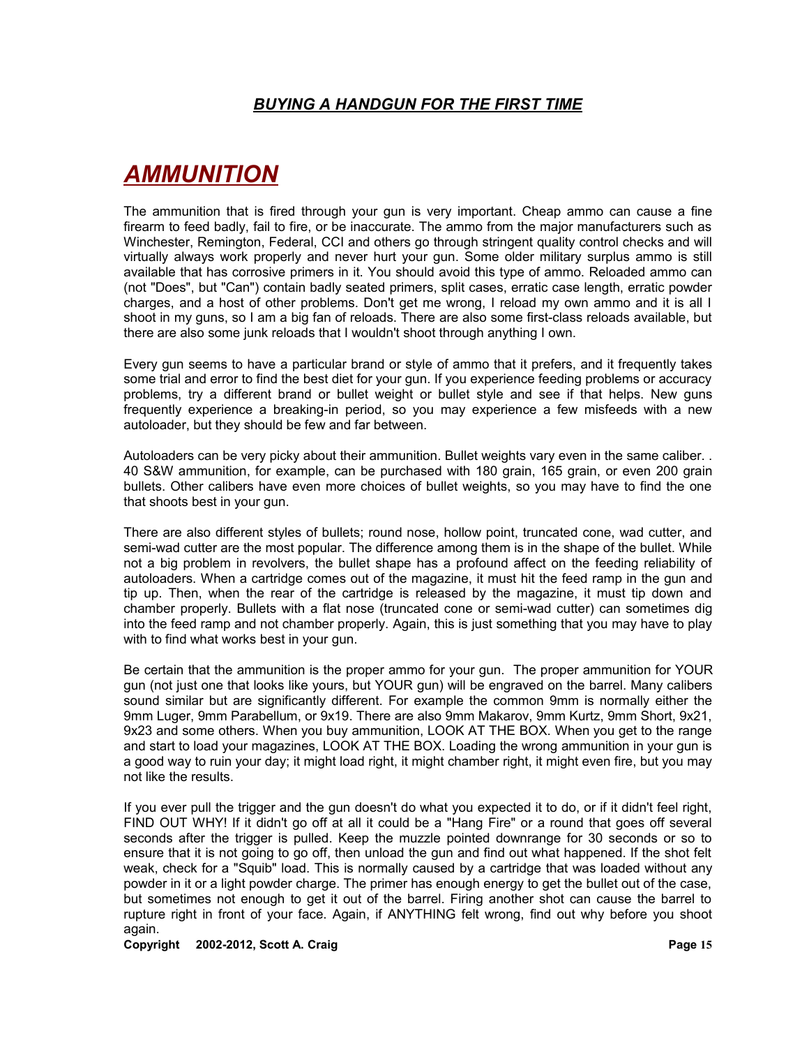# *AMMUNITION*

The ammunition that is fired through your gun is very important. Cheap ammo can cause a fine firearm to feed badly, fail to fire, or be inaccurate. The ammo from the major manufacturers such as Winchester, Remington, Federal, CCI and others go through stringent quality control checks and will virtually always work properly and never hurt your gun. Some older military surplus ammo is still available that has corrosive primers in it. You should avoid this type of ammo. Reloaded ammo can (not "Does", but "Can") contain badly seated primers, split cases, erratic case length, erratic powder charges, and a host of other problems. Don't get me wrong, I reload my own ammo and it is all I shoot in my guns, so I am a big fan of reloads. There are also some first-class reloads available, but there are also some junk reloads that I wouldn't shoot through anything I own.

Every gun seems to have a particular brand or style of ammo that it prefers, and it frequently takes some trial and error to find the best diet for your gun. If you experience feeding problems or accuracy problems, try a different brand or bullet weight or bullet style and see if that helps. New guns frequently experience a breaking-in period, so you may experience a few misfeeds with a new autoloader, but they should be few and far between.

Autoloaders can be very picky about their ammunition. Bullet weights vary even in the same caliber. . 40 S&W ammunition, for example, can be purchased with 180 grain, 165 grain, or even 200 grain bullets. Other calibers have even more choices of bullet weights, so you may have to find the one that shoots best in your gun.

There are also different styles of bullets; round nose, hollow point, truncated cone, wad cutter, and semi-wad cutter are the most popular. The difference among them is in the shape of the bullet. While not a big problem in revolvers, the bullet shape has a profound affect on the feeding reliability of autoloaders. When a cartridge comes out of the magazine, it must hit the feed ramp in the gun and tip up. Then, when the rear of the cartridge is released by the magazine, it must tip down and chamber properly. Bullets with a flat nose (truncated cone or semi-wad cutter) can sometimes dig into the feed ramp and not chamber properly. Again, this is just something that you may have to play with to find what works best in your gun.

Be certain that the ammunition is the proper ammo for your gun. The proper ammunition for YOUR gun (not just one that looks like yours, but YOUR gun) will be engraved on the barrel. Many calibers sound similar but are significantly different. For example the common 9mm is normally either the 9mm Luger, 9mm Parabellum, or 9x19. There are also 9mm Makarov, 9mm Kurtz, 9mm Short, 9x21, 9x23 and some others. When you buy ammunition, LOOK AT THE BOX. When you get to the range and start to load your magazines, LOOK AT THE BOX. Loading the wrong ammunition in your gun is a good way to ruin your day; it might load right, it might chamber right, it might even fire, but you may not like the results.

If you ever pull the trigger and the gun doesn't do what you expected it to do, or if it didn't feel right, FIND OUT WHY! If it didn't go off at all it could be a "Hang Fire" or a round that goes off several seconds after the trigger is pulled. Keep the muzzle pointed downrange for 30 seconds or so to ensure that it is not going to go off, then unload the gun and find out what happened. If the shot felt weak, check for a "Squib" load. This is normally caused by a cartridge that was loaded without any powder in it or a light powder charge. The primer has enough energy to get the bullet out of the case, but sometimes not enough to get it out of the barrel. Firing another shot can cause the barrel to rupture right in front of your face. Again, if ANYTHING felt wrong, find out why before you shoot again.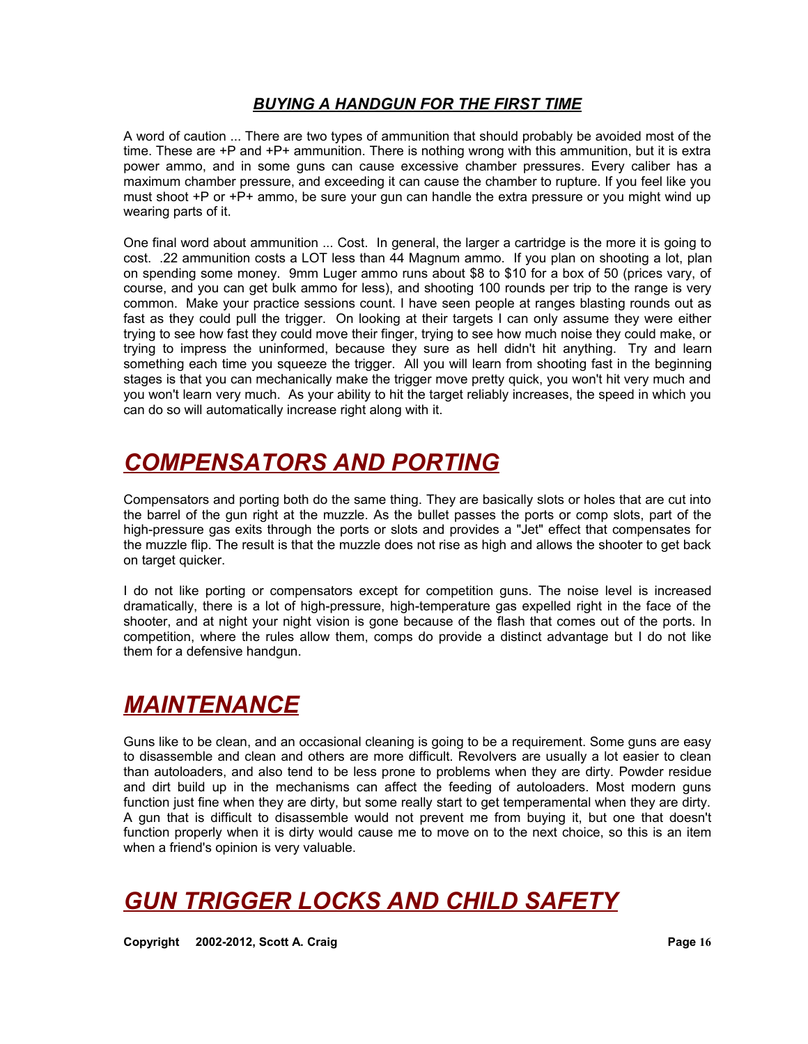### *BUYING A HANDGUN FOR THE FIRST TIME*

A word of caution ... There are two types of ammunition that should probably be avoided most of the time. These are +P and +P+ ammunition. There is nothing wrong with this ammunition, but it is extra power ammo, and in some guns can cause excessive chamber pressures. Every caliber has a maximum chamber pressure, and exceeding it can cause the chamber to rupture. If you feel like you must shoot +P or +P+ ammo, be sure your gun can handle the extra pressure or you might wind up wearing parts of it.

One final word about ammunition ... Cost. In general, the larger a cartridge is the more it is going to cost. .22 ammunition costs a LOT less than 44 Magnum ammo. If you plan on shooting a lot, plan on spending some money. 9mm Luger ammo runs about $8 to $10 for a box of 50 (prices vary, of course, and you can get bulk ammo for less), and shooting 100 rounds per trip to the range is very common. Make your practice sessions count. I have seen people at ranges blasting rounds out as fast as they could pull the trigger. On looking at their targets I can only assume they were either trying to see how fast they could move their finger, trying to see how much noise they could make, or trying to impress the uninformed, because they sure as hell didn't hit anything. Try and learn something each time you squeeze the trigger. All you will learn from shooting fast in the beginning stages is that you can mechanically make the trigger move pretty quick, you won't hit very much and you won't learn very much. As your ability to hit the target reliably increases, the speed in which you can do so will automatically increase right along with it.

# *COMPENSATORS AND PORTING*

Compensators and porting both do the same thing. They are basically slots or holes that are cut into the barrel of the gun right at the muzzle. As the bullet passes the ports or comp slots, part of the high-pressure gas exits through the ports or slots and provides a "Jet" effect that compensates for the muzzle flip. The result is that the muzzle does not rise as high and allows the shooter to get back on target quicker.

I do not like porting or compensators except for competition guns. The noise level is increased dramatically, there is a lot of high-pressure, high-temperature gas expelled right in the face of the shooter, and at night your night vision is gone because of the flash that comes out of the ports. In competition, where the rules allow them, comps do provide a distinct advantage but I do not like them for a defensive handgun.

# *MAINTENANCE*

Guns like to be clean, and an occasional cleaning is going to be a requirement. Some guns are easy to disassemble and clean and others are more difficult. Revolvers are usually a lot easier to clean than autoloaders, and also tend to be less prone to problems when they are dirty. Powder residue and dirt build up in the mechanisms can affect the feeding of autoloaders. Most modern guns function just fine when they are dirty, but some really start to get temperamental when they are dirty. A gun that is difficult to disassemble would not prevent me from buying it, but one that doesn't function properly when it is dirty would cause me to move on to the next choice, so this is an item when a friend's opinion is very valuable.

# *GUN TRIGGER LOCKS AND CHILD SAFETY*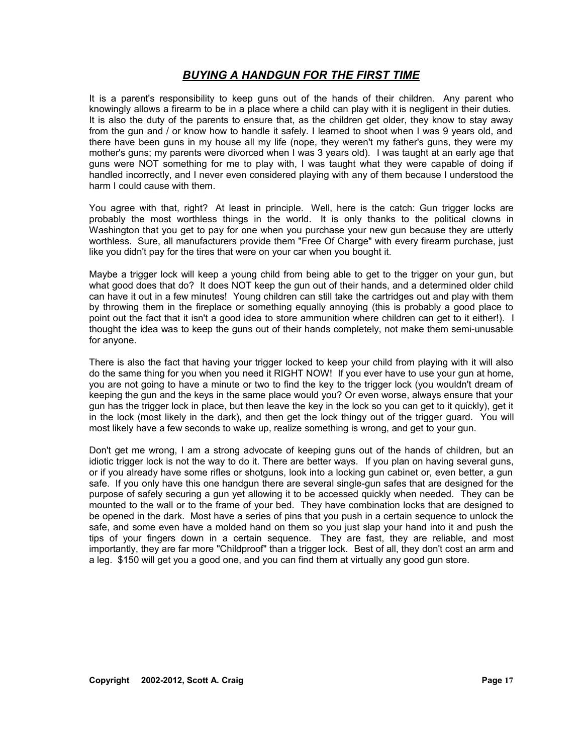## ***BUYING A HANDGUN FOR THE FIRST TIME***

It is a parent's responsibility to keep guns out of the hands of their children. Any parent who knowingly allows a firearm to be in a place where a child can play with it is negligent in their duties. It is also the duty of the parents to ensure that, as the children get older, they know to stay away from the gun and / or know how to handle it safely. I learned to shoot when I was 9 years old, and there have been guns in my house all my life (nope, they weren't my father's guns, they were my mother's guns; my parents were divorced when I was 3 years old). I was taught at an early age that guns were NOT something for me to play with, I was taught what they were capable of doing if handled incorrectly, and I never even considered playing with any of them because I understood the harm I could cause with them.

You agree with that, right? At least in principle. Well, here is the catch: Gun trigger locks are probably the most worthless things in the world. It is only thanks to the political clowns in Washington that you get to pay for one when you purchase your new gun because they are utterly worthless. Sure, all manufacturers provide them "Free Of Charge" with every firearm purchase, just like you didn't pay for the tires that were on your car when you bought it.

Maybe a trigger lock will keep a young child from being able to get to the trigger on your gun, but what good does that do? It does NOT keep the gun out of their hands, and a determined older child can have it out in a few minutes! Young children can still take the cartridges out and play with them by throwing them in the fireplace or something equally annoying (this is probably a good place to point out the fact that it isn't a good idea to store ammunition where children can get to it either!). I thought the idea was to keep the guns out of their hands completely, not make them semi-unusable for anyone.

There is also the fact that having your trigger locked to keep your child from playing with it will also do the same thing for you when you need it RIGHT NOW! If you ever have to use your gun at home, you are not going to have a minute or two to find the key to the trigger lock (you wouldn't dream of keeping the gun and the keys in the same place would you? Or even worse, always ensure that your gun has the trigger lock in place, but then leave the key in the lock so you can get to it quickly), get it in the lock (most likely in the dark), and then get the lock thingy out of the trigger guard. You will most likely have a few seconds to wake up, realize something is wrong, and get to your gun.

Don't get me wrong, I am a strong advocate of keeping guns out of the hands of children, but an idiotic trigger lock is not the way to do it. There are better ways. If you plan on having several guns, or if you already have some rifles or shotguns, look into a locking gun cabinet or, even better, a gun safe. If you only have this one handgun there are several single-gun safes that are designed for the purpose of safely securing a gun yet allowing it to be accessed quickly when needed. They can be mounted to the wall or to the frame of your bed. They have combination locks that are designed to be opened in the dark. Most have a series of pins that you push in a certain sequence to unlock the safe, and some even have a molded hand on them so you just slap your hand into it and push the tips of your fingers down in a certain sequence. They are fast, they are reliable, and most importantly, they are far more "Childproof" than a trigger lock. Best of all, they don't cost an arm and a leg. $150 will get you a good one, and you can find them at virtually any good gun store.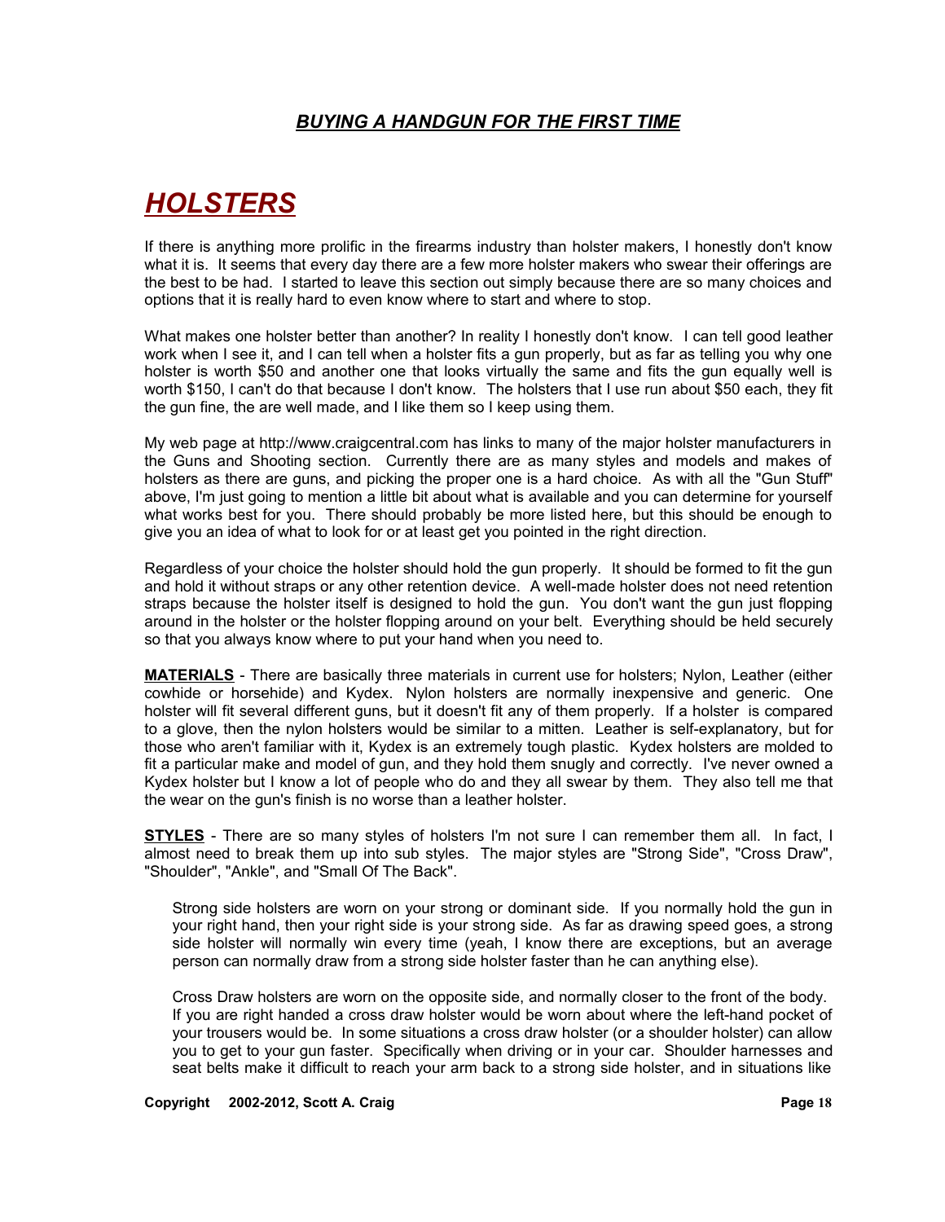# HOLSTERS

If there is anything more prolific in the firearms industry than holster makers, I honestly don't know what it is. It seems that every day there are a few more holster makers who swear their offerings are the best to be had. I started to leave this section out simply because there are so many choices and options that it is really hard to even know where to start and where to stop.

What makes one holster better than another? In reality I honestly don't know. I can tell good leather work when I see it, and I can tell when a holster fits a gun properly, but as far as telling you why one holster is worth $50 and another one that looks virtually the same and fits the gun equally well is worth $150, I can't do that because I don't know. The holsters that I use run about $50 each, they fit the gun fine, the are well made, and I like them so I keep using them.

My web page at http://www.craigcentral.com has links to many of the major holster manufacturers in the Guns and Shooting section. Currently there are as many styles and models and makes of holsters as there are guns, and picking the proper one is a hard choice. As with all the "Gun Stuff" above, I'm just going to mention a little bit about what is available and you can determine for yourself what works best for you. There should probably be more listed here, but this should be enough to give you an idea of what to look for or at least get you pointed in the right direction.

Regardless of your choice the holster should hold the gun properly. It should be formed to fit the gun and hold it without straps or any other retention device. A well-made holster does not need retention straps because the holster itself is designed to hold the gun. You don't want the gun just flopping around in the holster or the holster flopping around on your belt. Everything should be held securely so that you always know where to put your hand when you need to.

**MATERIALS** - There are basically three materials in current use for holsters; Nylon, Leather (either cowhide or horsehide) and Kydex. Nylon holsters are normally inexpensive and generic. One holster will fit several different guns, but it doesn't fit any of them properly. If a holster is compared to a glove, then the nylon holsters would be similar to a mitten. Leather is self-explanatory, but for those who aren't familiar with it, Kydex is an extremely tough plastic. Kydex holsters are molded to fit a particular make and model of gun, and they hold them snugly and correctly. I've never owned a Kydex holster but I know a lot of people who do and they all swear by them. They also tell me that the wear on the gun's finish is no worse than a leather holster.

**STYLES** - There are so many styles of holsters I'm not sure I can remember them all. In fact, I almost need to break them up into sub styles. The major styles are "Strong Side", "Cross Draw", "Shoulder", "Ankle", and "Small Of The Back".

Strong side holsters are worn on your strong or dominant side. If you normally hold the gun in your right hand, then your right side is your strong side. As far as drawing speed goes, a strong side holster will normally win every time (yeah, I know there are exceptions, but an average person can normally draw from a strong side holster faster than he can anything else).

Cross Draw holsters are worn on the opposite side, and normally closer to the front of the body. If you are right handed a cross draw holster would be worn about where the left-hand pocket of your trousers would be. In some situations a cross draw holster (or a shoulder holster) can allow you to get to your gun faster. Specifically when driving or in your car. Shoulder harnesses and seat belts make it difficult to reach your arm back to a strong side holster, and in situations like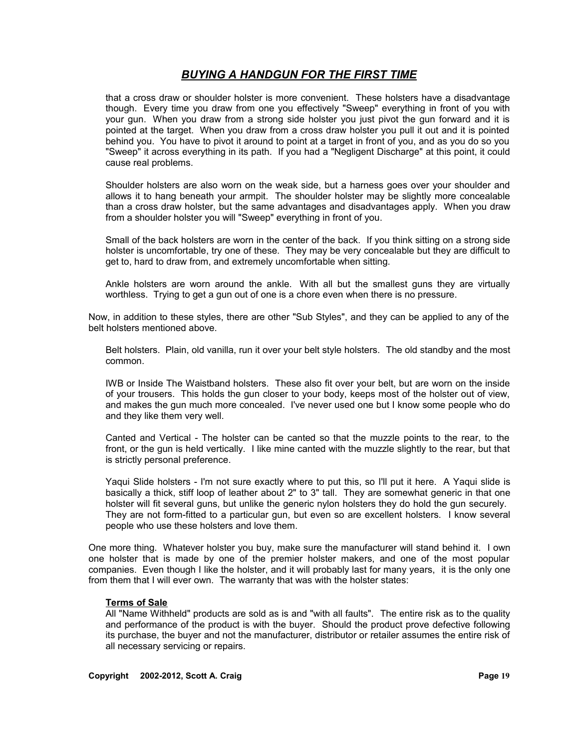that a cross draw or shoulder holster is more convenient. These holsters have a disadvantage though. Every time you draw from one you effectively "Sweep" everything in front of you with your gun. When you draw from a strong side holster you just pivot the gun forward and it is pointed at the target. When you draw from a cross draw holster you pull it out and it is pointed behind you. You have to pivot it around to point at a target in front of you, and as you do so you "Sweep" it across everything in its path. If you had a "Negligent Discharge" at this point, it could cause real problems.

Shoulder holsters are also worn on the weak side, but a harness goes over your shoulder and allows it to hang beneath your armpit. The shoulder holster may be slightly more concealable than a cross draw holster, but the same advantages and disadvantages apply. When you draw from a shoulder holster you will "Sweep" everything in front of you.

Small of the back holsters are worn in the center of the back. If you think sitting on a strong side holster is uncomfortable, try one of these. They may be very concealable but they are difficult to get to, hard to draw from, and extremely uncomfortable when sitting.

Ankle holsters are worn around the ankle. With all but the smallest guns they are virtually worthless. Trying to get a gun out of one is a chore even when there is no pressure.

Now, in addition to these styles, there are other "Sub Styles", and they can be applied to any of the belt holsters mentioned above.

Belt holsters. Plain, old vanilla, run it over your belt style holsters. The old standby and the most common.

IWB or Inside The Waistband holsters. These also fit over your belt, but are worn on the inside of your trousers. This holds the gun closer to your body, keeps most of the holster out of view, and makes the gun much more concealed. I've never used one but I know some people who do and they like them very well.

Canted and Vertical - The holster can be canted so that the muzzle points to the rear, to the front, or the gun is held vertically. I like mine canted with the muzzle slightly to the rear, but that is strictly personal preference.

Yaqui Slide holsters - I'm not sure exactly where to put this, so I'll put it here. A Yaqui slide is basically a thick, stiff loop of leather about 2" to 3" tall. They are somewhat generic in that one holster will fit several guns, but unlike the generic nylon holsters they do hold the gun securely. They are not form-fitted to a particular gun, but even so are excellent holsters. I know several people who use these holsters and love them.

One more thing. Whatever holster you buy, make sure the manufacturer will stand behind it. I own one holster that is made by one of the premier holster makers, and one of the most popular companies. Even though I like the holster, and it will probably last for many years, it is the only one from them that I will ever own. The warranty that was with the holster states:

**Terms of Sale**
All "Name Withheld" products are sold as is and "with all faults". The entire risk as to the quality and performance of the product is with the buyer. Should the product prove defective following its purchase, the buyer and not the manufacturer, distributor or retailer assumes the entire risk of all necessary servicing or repairs.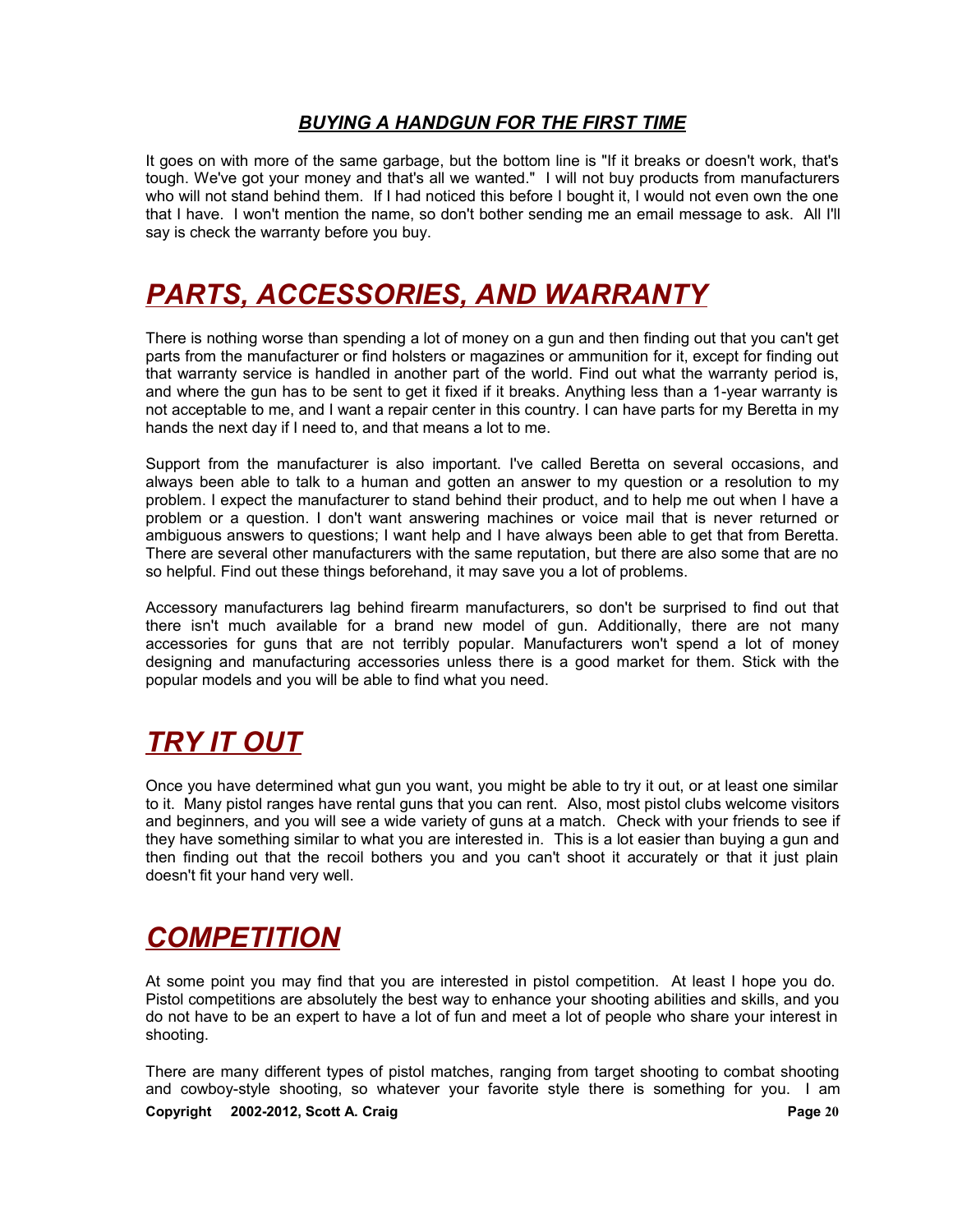It goes on with more of the same garbage, but the bottom line is "If it breaks or doesn't work, that's tough. We've got your money and that's all we wanted." I will not buy products from manufacturers who will not stand behind them. If I had noticed this before I bought it, I would not even own the one that I have. I won't mention the name, so don't bother sending me an email message to ask. All I'll say is check the warranty before you buy.

# ***PARTS, ACCESSORIES, AND WARRANTY***

There is nothing worse than spending a lot of money on a gun and then finding out that you can't get parts from the manufacturer or find holsters or magazines or ammunition for it, except for finding out that warranty service is handled in another part of the world. Find out what the warranty period is, and where the gun has to be sent to get it fixed if it breaks. Anything less than a 1-year warranty is not acceptable to me, and I want a repair center in this country. I can have parts for my Beretta in my hands the next day if I need to, and that means a lot to me.

Support from the manufacturer is also important. I've called Beretta on several occasions, and always been able to talk to a human and gotten an answer to my question or a resolution to my problem. I expect the manufacturer to stand behind their product, and to help me out when I have a problem or a question. I don't want answering machines or voice mail that is never returned or ambiguous answers to questions; I want help and I have always been able to get that from Beretta. There are several other manufacturers with the same reputation, but there are also some that are no so helpful. Find out these things beforehand, it may save you a lot of problems.

Accessory manufacturers lag behind firearm manufacturers, so don't be surprised to find out that there isn't much available for a brand new model of gun. Additionally, there are not many accessories for guns that are not terribly popular. Manufacturers won't spend a lot of money designing and manufacturing accessories unless there is a good market for them. Stick with the popular models and you will be able to find what you need.

# ***TRY IT OUT***

Once you have determined what gun you want, you might be able to try it out, or at least one similar to it. Many pistol ranges have rental guns that you can rent. Also, most pistol clubs welcome visitors and beginners, and you will see a wide variety of guns at a match. Check with your friends to see if they have something similar to what you are interested in. This is a lot easier than buying a gun and then finding out that the recoil bothers you and you can't shoot it accurately or that it just plain doesn't fit your hand very well.

# ***COMPETITION***

At some point you may find that you are interested in pistol competition. At least I hope you do. Pistol competitions are absolutely the best way to enhance your shooting abilities and skills, and you do not have to be an expert to have a lot of fun and meet a lot of people who share your interest in shooting.

There are many different types of pistol matches, ranging from target shooting to combat shooting and cowboy-style shooting, so whatever your favorite style there is something for you. I am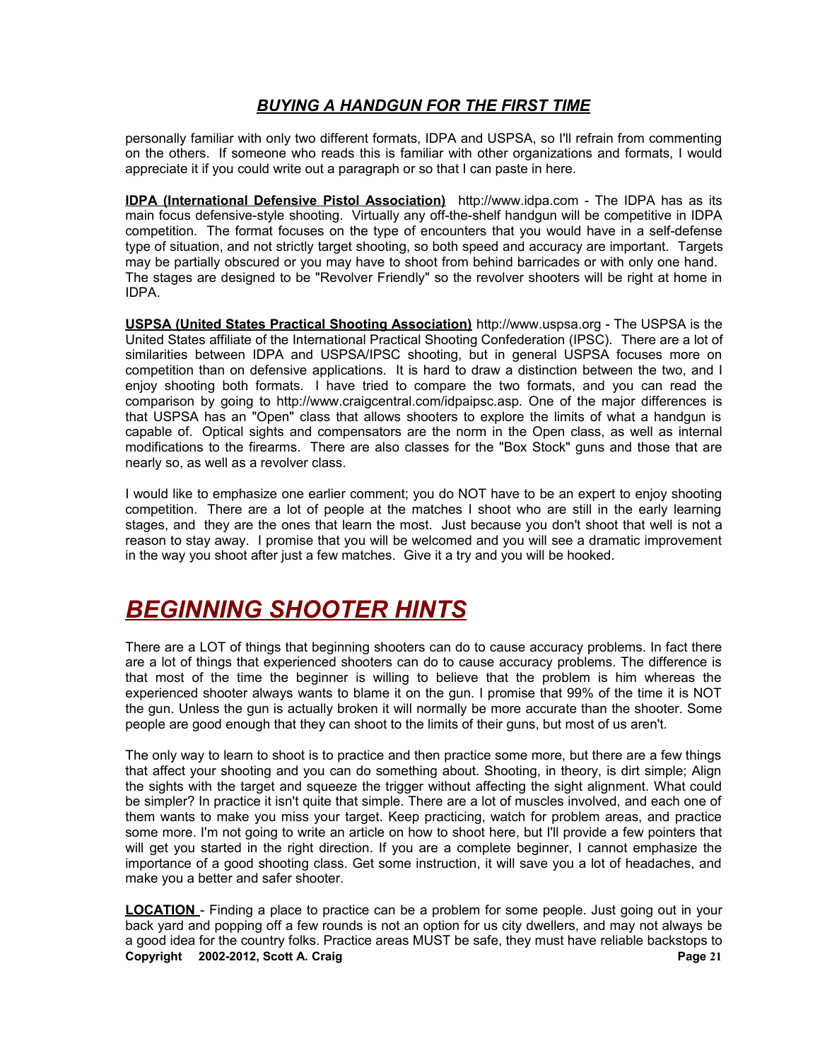personally familiar with only two different formats, IDPA and USPSA, so I'll refrain from commenting on the others. If someone who reads this is familiar with other organizations and formats, I would appreciate it if you could write out a paragraph or so that I can paste in here.

**IDPA (International Defensive Pistol Association)** http://www.idpa.com - The IDPA has as its main focus defensive-style shooting. Virtually any off-the-shelf handgun will be competitive in IDPA competition. The format focuses on the type of encounters that you would have in a self-defense type of situation, and not strictly target shooting, so both speed and accuracy are important. Targets may be partially obscured or you may have to shoot from behind barricades or with only one hand. The stages are designed to be "Revolver Friendly" so the revolver shooters will be right at home in IDPA.

**USPSA (United States Practical Shooting Association)** http://www.uspsa.org - The USPSA is the United States affiliate of the International Practical Shooting Confederation (IPSC). There are a lot of similarities between IDPA and USPSA/IPSC shooting, but in general USPSA focuses more on competition than on defensive applications. It is hard to draw a distinction between the two, and I enjoy shooting both formats. I have tried to compare the two formats, and you can read the comparison by going to http://www.craigcentral.com/idpaipsc.asp. One of the major differences is that USPSA has an "Open" class that allows shooters to explore the limits of what a handgun is capable of. Optical sights and compensators are the norm in the Open class, as well as internal modifications to the firearms. There are also classes for the "Box Stock" guns and those that are nearly so, as well as a revolver class.

I would like to emphasize one earlier comment; you do NOT have to be an expert to enjoy shooting competition. There are a lot of people at the matches I shoot who are still in the early learning stages, and they are the ones that learn the most. Just because you don't shoot that well is not a reason to stay away. I promise that you will be welcomed and you will see a dramatic improvement in the way you shoot after just a few matches. Give it a try and you will be hooked.

# *BEGINNING SHOOTER HINTS*

There are a LOT of things that beginning shooters can do to cause accuracy problems. In fact there are a lot of things that experienced shooters can do to cause accuracy problems. The difference is that most of the time the beginner is willing to believe that the problem is him whereas the experienced shooter always wants to blame it on the gun. I promise that 99% of the time it is NOT the gun. Unless the gun is actually broken it will normally be more accurate than the shooter. Some people are good enough that they can shoot to the limits of their guns, but most of us aren't.

The only way to learn to shoot is to practice and then practice some more, but there are a few things that affect your shooting and you can do something about. Shooting, in theory, is dirt simple; Align the sights with the target and squeeze the trigger without affecting the sight alignment. What could be simpler? In practice it isn't quite that simple. There are a lot of muscles involved, and each one of them wants to make you miss your target. Keep practicing, watch for problem areas, and practice some more. I'm not going to write an article on how to shoot here, but I'll provide a few pointers that will get you started in the right direction. If you are a complete beginner, I cannot emphasize the importance of a good shooting class. Get some instruction, it will save you a lot of headaches, and make you a better and safer shooter.

**LOCATION** - Finding a place to practice can be a problem for some people. Just going out in your back yard and popping off a few rounds is not an option for us city dwellers, and may not always be a good idea for the country folks. Practice areas MUST be safe, they must have reliable backstops to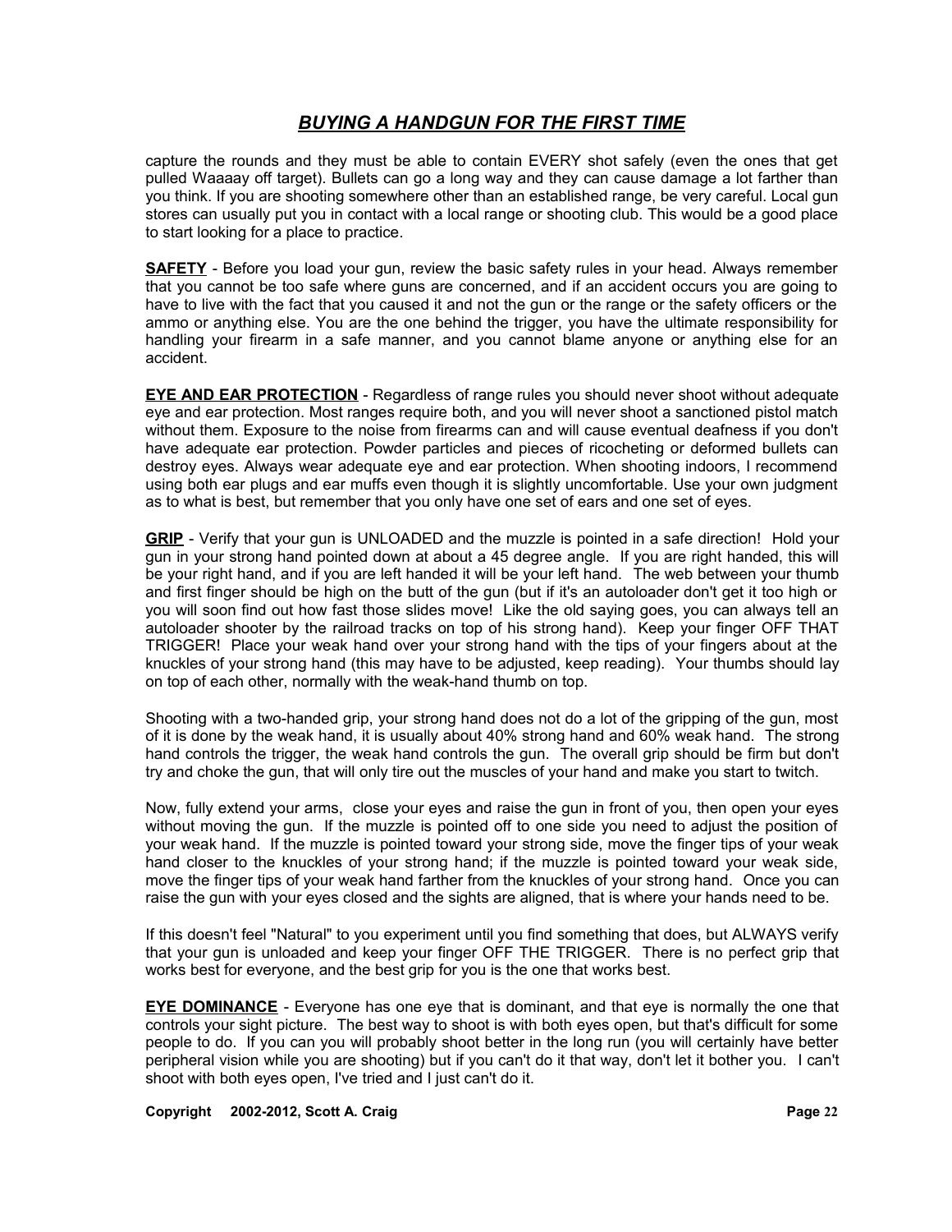capture the rounds and they must be able to contain EVERY shot safely (even the ones that get pulled Waaaay off target). Bullets can go a long way and they can cause damage a lot farther than you think. If you are shooting somewhere other than an established range, be very careful. Local gun stores can usually put you in contact with a local range or shooting club. This would be a good place to start looking for a place to practice.

**SAFETY** - Before you load your gun, review the basic safety rules in your head. Always remember that you cannot be too safe where guns are concerned, and if an accident occurs you are going to have to live with the fact that you caused it and not the gun or the range or the safety officers or the ammo or anything else. You are the one behind the trigger, you have the ultimate responsibility for handling your firearm in a safe manner, and you cannot blame anyone or anything else for an accident.

**EYE AND EAR PROTECTION** - Regardless of range rules you should never shoot without adequate eye and ear protection. Most ranges require both, and you will never shoot a sanctioned pistol match without them. Exposure to the noise from firearms can and will cause eventual deafness if you don't have adequate ear protection. Powder particles and pieces of ricocheting or deformed bullets can destroy eyes. Always wear adequate eye and ear protection. When shooting indoors, I recommend using both ear plugs and ear muffs even though it is slightly uncomfortable. Use your own judgment as to what is best, but remember that you only have one set of ears and one set of eyes.

**GRIP** - Verify that your gun is UNLOADED and the muzzle is pointed in a safe direction! Hold your gun in your strong hand pointed down at about a 45 degree angle. If you are right handed, this will be your right hand, and if you are left handed it will be your left hand. The web between your thumb and first finger should be high on the butt of the gun (but if it's an autoloader don't get it too high or you will soon find out how fast those slides move! Like the old saying goes, you can always tell an autoloader shooter by the railroad tracks on top of his strong hand). Keep your finger OFF THAT TRIGGER! Place your weak hand over your strong hand with the tips of your fingers about at the knuckles of your strong hand (this may have to be adjusted, keep reading). Your thumbs should lay on top of each other, normally with the weak-hand thumb on top.

Shooting with a two-handed grip, your strong hand does not do a lot of the gripping of the gun, most of it is done by the weak hand, it is usually about 40% strong hand and 60% weak hand. The strong hand controls the trigger, the weak hand controls the gun. The overall grip should be firm but don't try and choke the gun, that will only tire out the muscles of your hand and make you start to twitch.

Now, fully extend your arms, close your eyes and raise the gun in front of you, then open your eyes without moving the gun. If the muzzle is pointed off to one side you need to adjust the position of your weak hand. If the muzzle is pointed toward your strong side, move the finger tips of your weak hand closer to the knuckles of your strong hand; if the muzzle is pointed toward your weak side, move the finger tips of your weak hand farther from the knuckles of your strong hand. Once you can raise the gun with your eyes closed and the sights are aligned, that is where your hands need to be.

If this doesn't feel "Natural" to you experiment until you find something that does, but ALWAYS verify that your gun is unloaded and keep your finger OFF THE TRIGGER. There is no perfect grip that works best for everyone, and the best grip for you is the one that works best.

**EYE DOMINANCE** - Everyone has one eye that is dominant, and that eye is normally the one that controls your sight picture. The best way to shoot is with both eyes open, but that's difficult for some people to do. If you can you will probably shoot better in the long run (you will certainly have better peripheral vision while you are shooting) but if you can't do it that way, don't let it bother you. I can't shoot with both eyes open, I've tried and I just can't do it.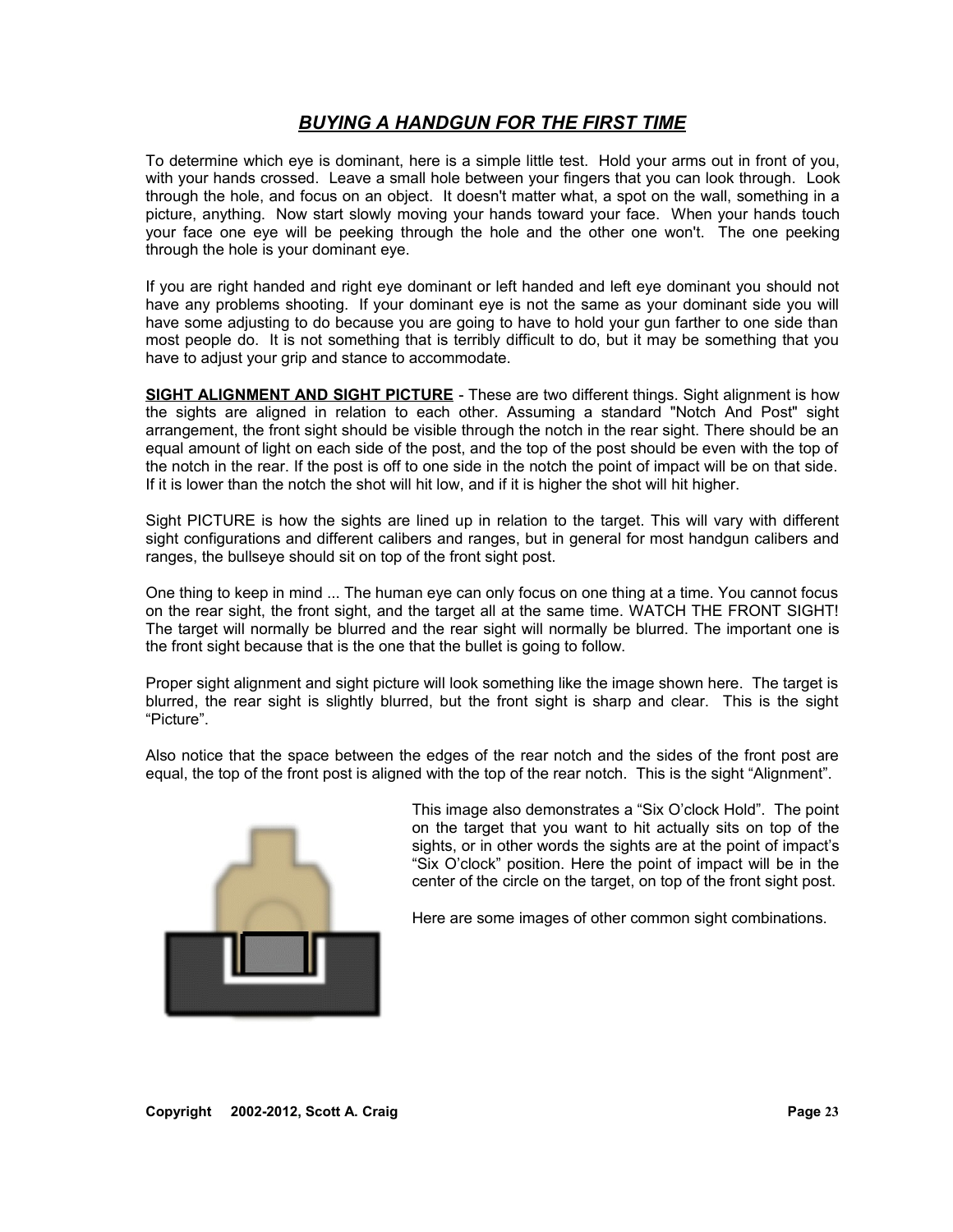## *BUYING A HANDGUN FOR THE FIRST TIME*

To determine which eye is dominant, here is a simple little test. Hold your arms out in front of you, with your hands crossed. Leave a small hole between your fingers that you can look through. Look through the hole, and focus on an object. It doesn't matter what, a spot on the wall, something in a picture, anything. Now start slowly moving your hands toward your face. When your hands touch your face one eye will be peeking through the hole and the other one won't. The one peeking through the hole is your dominant eye.

If you are right handed and right eye dominant or left handed and left eye dominant you should not have any problems shooting. If your dominant eye is not the same as your dominant side you will have some adjusting to do because you are going to have to hold your gun farther to one side than most people do. It is not something that is terribly difficult to do, but it may be something that you have to adjust your grip and stance to accommodate.

**SIGHT ALIGNMENT AND SIGHT PICTURE** - These are two different things. Sight alignment is how the sights are aligned in relation to each other. Assuming a standard "Notch And Post" sight arrangement, the front sight should be visible through the notch in the rear sight. There should be an equal amount of light on each side of the post, and the top of the post should be even with the top of the notch in the rear. If the post is off to one side in the notch the point of impact will be on that side. If it is lower than the notch the shot will hit low, and if it is higher the shot will hit higher.

Sight PICTURE is how the sights are lined up in relation to the target. This will vary with different sight configurations and different calibers and ranges, but in general for most handgun calibers and ranges, the bullseye should sit on top of the front sight post.

One thing to keep in mind ... The human eye can only focus on one thing at a time. You cannot focus on the rear sight, the front sight, and the target all at the same time. WATCH THE FRONT SIGHT! The target will normally be blurred and the rear sight will normally be blurred. The important one is the front sight because that is the one that the bullet is going to follow.

Proper sight alignment and sight picture will look something like the image shown here. The target is blurred, the rear sight is slightly blurred, but the front sight is sharp and clear. This is the sight "Picture".

Also notice that the space between the edges of the rear notch and the sides of the front post are equal, the top of the front post is aligned with the top of the rear notch. This is the sight "Alignment".

This image also demonstrates a "Six O'clock Hold". The point on the target that you want to hit actually sits on top of the sights, or in other words the sights are at the point of impact's "Six O'clock" position. Here the point of impact will be in the center of the circle on the target, on top of the front sight post.

Here are some images of other common sight combinations.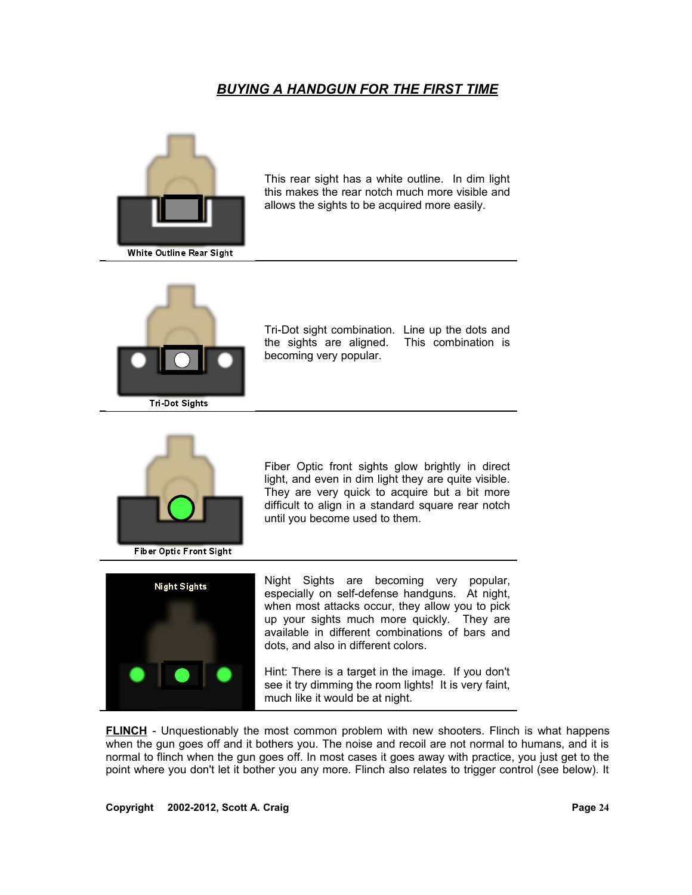## *BUYING A HANDGUN FOR THE FIRST TIME*

White Outline Rear Sight

This rear sight has a white outline. In dim light this makes the rear notch much more visible and allows the sights to be acquired more easily.

Tri-Dot Sights

Tri-Dot sight combination. Line up the dots and the sights are aligned. This combination is becoming very popular.

Fiber Optic Front Sight

Fiber Optic front sights glow brightly in direct light, and even in dim light they are quite visible. They are very quick to acquire but a bit more difficult to align in a standard square rear notch until you become used to them.

Night Sights

Night Sights are becoming very popular, especially on self-defense handguns. At night, when most attacks occur, they allow you to pick up your sights much more quickly. They are available in different combinations of bars and dots, and also in different colors.

Hint: There is a target in the image. If you don't see it try dimming the room lights! It is very faint, much like it would be at night.

**FLINCH** - Unquestionably the most common problem with new shooters. Flinch is what happens when the gun goes off and it bothers you. The noise and recoil are not normal to humans, and it is normal to flinch when the gun goes off. In most cases it goes away with practice, you just get to the point where you don't let it bother you any more. Flinch also relates to trigger control (see below). It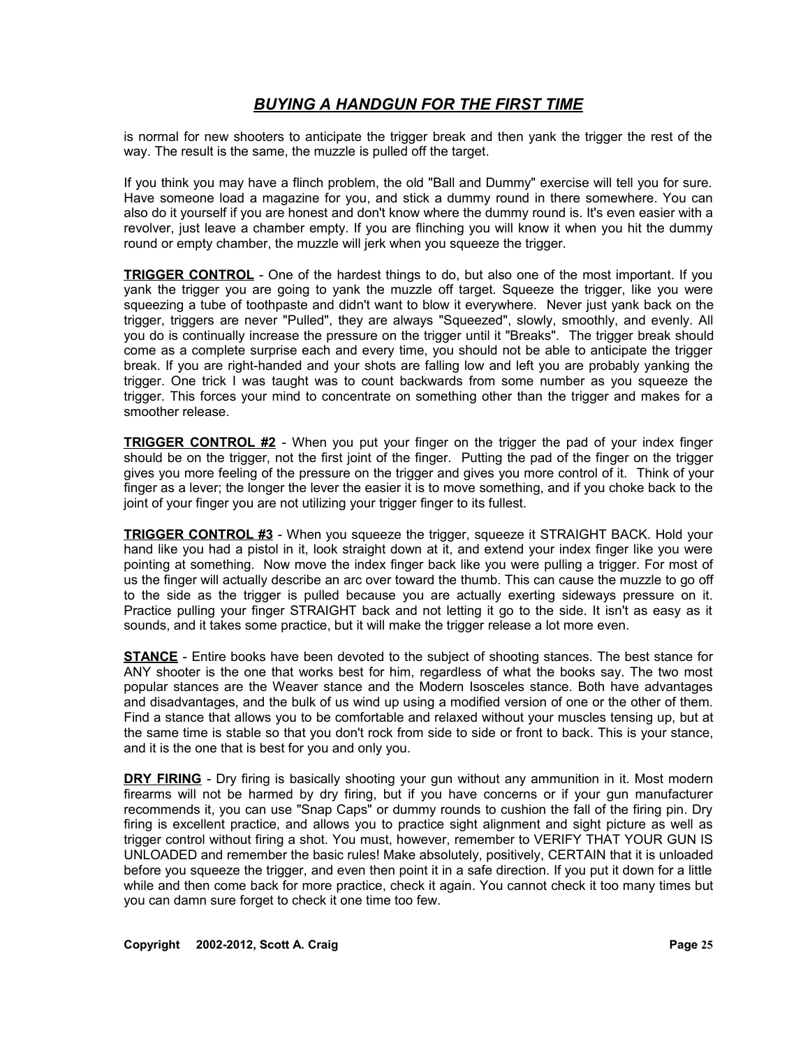is normal for new shooters to anticipate the trigger break and then yank the trigger the rest of the way. The result is the same, the muzzle is pulled off the target.

If you think you may have a flinch problem, the old "Ball and Dummy" exercise will tell you for sure. Have someone load a magazine for you, and stick a dummy round in there somewhere. You can also do it yourself if you are honest and don't know where the dummy round is. It's even easier with a revolver, just leave a chamber empty. If you are flinching you will know it when you hit the dummy round or empty chamber, the muzzle will jerk when you squeeze the trigger.

**TRIGGER CONTROL** - One of the hardest things to do, but also one of the most important. If you yank the trigger you are going to yank the muzzle off target. Squeeze the trigger, like you were squeezing a tube of toothpaste and didn't want to blow it everywhere. Never just yank back on the trigger, triggers are never "Pulled", they are always "Squeezed", slowly, smoothly, and evenly. All you do is continually increase the pressure on the trigger until it "Breaks". The trigger break should come as a complete surprise each and every time, you should not be able to anticipate the trigger break. If you are right-handed and your shots are falling low and left you are probably yanking the trigger. One trick I was taught was to count backwards from some number as you squeeze the trigger. This forces your mind to concentrate on something other than the trigger and makes for a smoother release.

**TRIGGER CONTROL #2** - When you put your finger on the trigger the pad of your index finger should be on the trigger, not the first joint of the finger. Putting the pad of the finger on the trigger gives you more feeling of the pressure on the trigger and gives you more control of it. Think of your finger as a lever; the longer the lever the easier it is to move something, and if you choke back to the joint of your finger you are not utilizing your trigger finger to its fullest.

**TRIGGER CONTROL #3** - When you squeeze the trigger, squeeze it STRAIGHT BACK. Hold your hand like you had a pistol in it, look straight down at it, and extend your index finger like you were pointing at something. Now move the index finger back like you were pulling a trigger. For most of us the finger will actually describe an arc over toward the thumb. This can cause the muzzle to go off to the side as the trigger is pulled because you are actually exerting sideways pressure on it. Practice pulling your finger STRAIGHT back and not letting it go to the side. It isn't as easy as it sounds, and it takes some practice, but it will make the trigger release a lot more even.

**STANCE** - Entire books have been devoted to the subject of shooting stances. The best stance for ANY shooter is the one that works best for him, regardless of what the books say. The two most popular stances are the Weaver stance and the Modern Isosceles stance. Both have advantages and disadvantages, and the bulk of us wind up using a modified version of one or the other of them. Find a stance that allows you to be comfortable and relaxed without your muscles tensing up, but at the same time is stable so that you don't rock from side to side or front to back. This is your stance, and it is the one that is best for you and only you.

**DRY FIRING** - Dry firing is basically shooting your gun without any ammunition in it. Most modern firearms will not be harmed by dry firing, but if you have concerns or if your gun manufacturer recommends it, you can use "Snap Caps" or dummy rounds to cushion the fall of the firing pin. Dry firing is excellent practice, and allows you to practice sight alignment and sight picture as well as trigger control without firing a shot. You must, however, remember to VERIFY THAT YOUR GUN IS UNLOADED and remember the basic rules! Make absolutely, positively, CERTAIN that it is unloaded before you squeeze the trigger, and even then point it in a safe direction. If you put it down for a little while and then come back for more practice, check it again. You cannot check it too many times but you can damn sure forget to check it one time too few.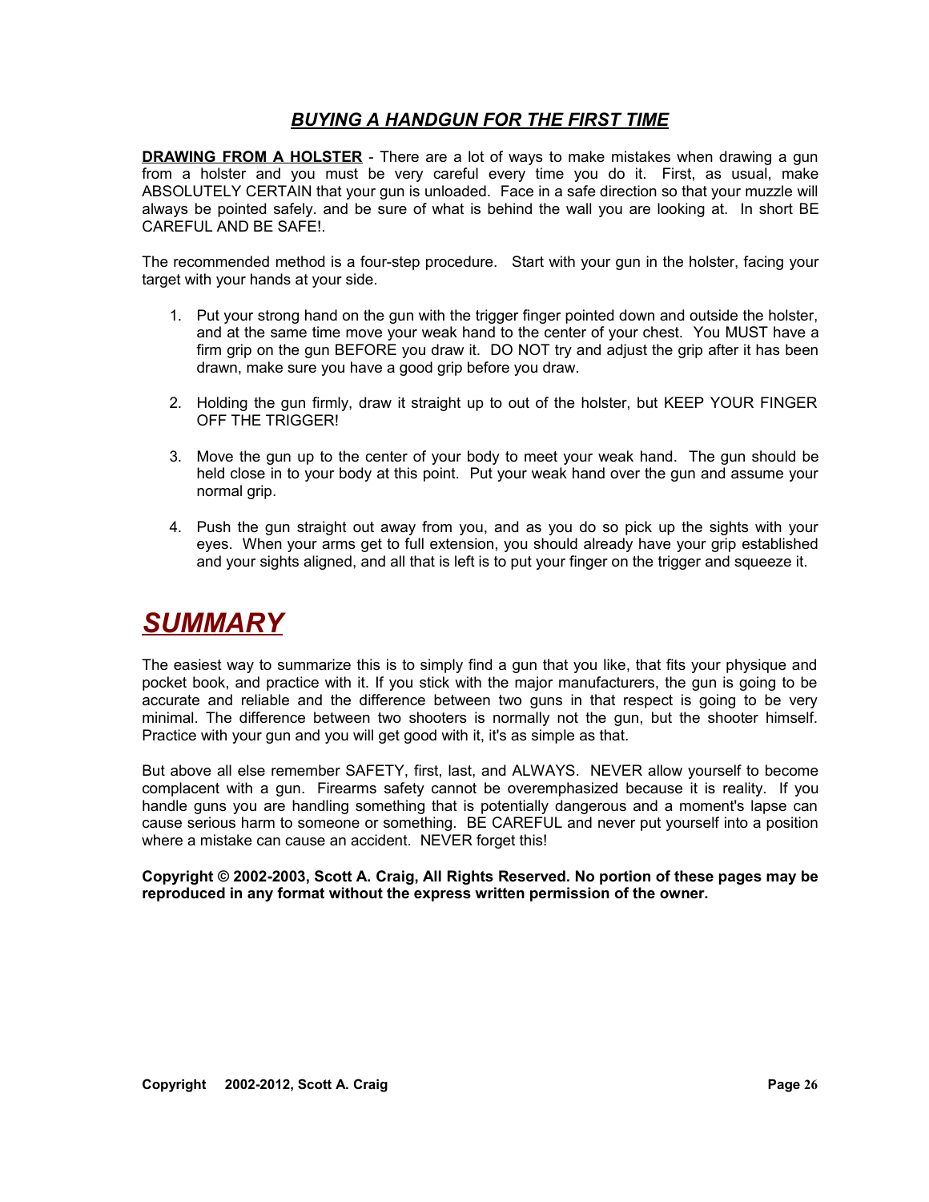## *BUYING A HANDGUN FOR THE FIRST TIME*

**DRAWING FROM A HOLSTER** - There are a lot of ways to make mistakes when drawing a gun from a holster and you must be very careful every time you do it. First, as usual, make ABSOLUTELY CERTAIN that your gun is unloaded. Face in a safe direction so that your muzzle will always be pointed safely. and be sure of what is behind the wall you are looking at. In short BE CAREFUL AND BE SAFE!.

The recommended method is a four-step procedure. Start with your gun in the holster, facing your target with your hands at your side.

1. Put your strong hand on the gun with the trigger finger pointed down and outside the holster, and at the same time move your weak hand to the center of your chest. You MUST have a firm grip on the gun BEFORE you draw it. DO NOT try and adjust the grip after it has been drawn, make sure you have a good grip before you draw.

2. Holding the gun firmly, draw it straight up to out of the holster, but KEEP YOUR FINGER OFF THE TRIGGER!

3. Move the gun up to the center of your body to meet your weak hand. The gun should be held close in to your body at this point. Put your weak hand over the gun and assume your normal grip.

4. Push the gun straight out away from you, and as you do so pick up the sights with your eyes. When your arms get to full extension, you should already have your grip established and your sights aligned, and all that is left is to put your finger on the trigger and squeeze it.

# *SUMMARY*

The easiest way to summarize this is to simply find a gun that you like, that fits your physique and pocket book, and practice with it. If you stick with the major manufacturers, the gun is going to be accurate and reliable and the difference between two guns in that respect is going to be very minimal. The difference between two shooters is normally not the gun, but the shooter himself. Practice with your gun and you will get good with it, it's as simple as that.

But above all else remember SAFETY, first, last, and ALWAYS. NEVER allow yourself to become complacent with a gun. Firearms safety cannot be overemphasized because it is reality. If you handle guns you are handling something that is potentially dangerous and a moment's lapse can cause serious harm to someone or something. BE CAREFUL and never put yourself into a position where a mistake can cause an accident. NEVER forget this!

**Copyright © 2002-2003, Scott A. Craig, All Rights Reserved. No portion of these pages may be reproduced in any format without the express written permission of the owner.**